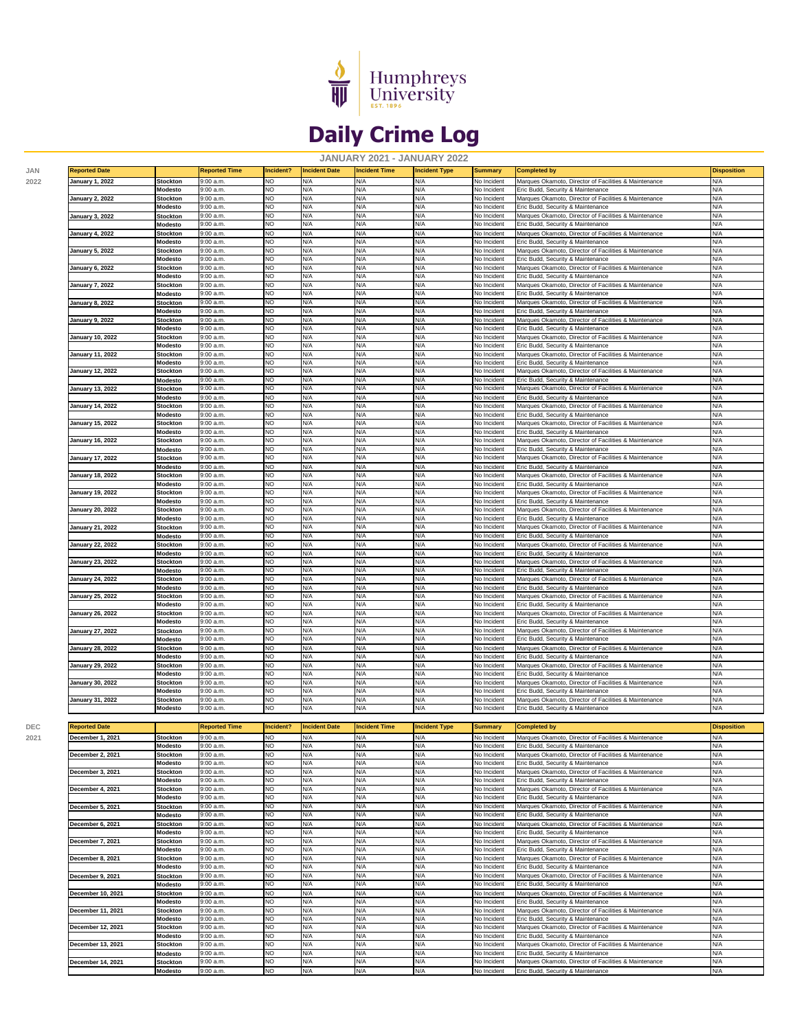Humphreys University
EST. 1896

# Daily Crime Log

## JANUARY 2021 - JANUARY 2022

**JAN 2022**

| Reported Date | | Reported Time | Incident? | Incident Date | Incident Time | Incident Type | Summary | Completed by | Disposition |
|---|---|---|---|---|---|---|---|---|---|
| January 1, 2022 | Stockton | 9:00 a.m. | NO | N/A | N/A | N/A | No Incident | Marques Okamoto, Director of Facilities & Maintenance | N/A |
| | Modesto | 9:00 a.m. | NO | N/A | N/A | N/A | No Incident | Eric Budd, Security & Maintenance | N/A |
| January 2, 2022 | Stockton | 9:00 a.m. | NO | N/A | N/A | N/A | No Incident | Marques Okamoto, Director of Facilities & Maintenance | N/A |
| | Modesto | 9:00 a.m. | NO | N/A | N/A | N/A | No Incident | Eric Budd, Security & Maintenance | N/A |
| January 3, 2022 | Stockton | 9:00 a.m. | NO | N/A | N/A | N/A | No Incident | Marques Okamoto, Director of Facilities & Maintenance | N/A |
| | Modesto | 9:00 a.m. | NO | N/A | N/A | N/A | No Incident | Eric Budd, Security & Maintenance | N/A |
| January 4, 2022 | Stockton | 9:00 a.m. | NO | N/A | N/A | N/A | No Incident | Marques Okamoto, Director of Facilities & Maintenance | N/A |
| | Modesto | 9:00 a.m. | NO | N/A | N/A | N/A | No Incident | Eric Budd, Security & Maintenance | N/A |
| January 5, 2022 | Stockton | 9:00 a.m. | NO | N/A | N/A | N/A | No Incident | Marques Okamoto, Director of Facilities & Maintenance | N/A |
| | Modesto | 9:00 a.m. | NO | N/A | N/A | N/A | No Incident | Eric Budd, Security & Maintenance | N/A |
| January 6, 2022 | Stockton | 9:00 a.m. | NO | N/A | N/A | N/A | No Incident | Marques Okamoto, Director of Facilities & Maintenance | N/A |
| | Modesto | 9:00 a.m. | NO | N/A | N/A | N/A | No Incident | Eric Budd, Security & Maintenance | N/A |
| January 7, 2022 | Stockton | 9:00 a.m. | NO | N/A | N/A | N/A | No Incident | Marques Okamoto, Director of Facilities & Maintenance | N/A |
| | Modesto | 9:00 a.m. | NO | N/A | N/A | N/A | No Incident | Eric Budd, Security & Maintenance | N/A |
| January 8, 2022 | Stockton | 9:00 a.m. | NO | N/A | N/A | N/A | No Incident | Marques Okamoto, Director of Facilities & Maintenance | N/A |
| | Modesto | 9:00 a.m. | NO | N/A | N/A | N/A | No Incident | Eric Budd, Security & Maintenance | N/A |
| January 9, 2022 | Stockton | 9:00 a.m. | NO | N/A | N/A | N/A | No Incident | Marques Okamoto, Director of Facilities & Maintenance | N/A |
| | Modesto | 9:00 a.m. | NO | N/A | N/A | N/A | No Incident | Eric Budd, Security & Maintenance | N/A |
| January 10, 2022 | Stockton | 9:00 a.m. | NO | N/A | N/A | N/A | No Incident | Marques Okamoto, Director of Facilities & Maintenance | N/A |
| | Modesto | 9:00 a.m. | NO | N/A | N/A | N/A | No Incident | Eric Budd, Security & Maintenance | N/A |
| January 11, 2022 | Stockton | 9:00 a.m. | NO | N/A | N/A | N/A | No Incident | Marques Okamoto, Director of Facilities & Maintenance | N/A |
| | Modesto | 9:00 a.m. | NO | N/A | N/A | N/A | No Incident | Eric Budd, Security & Maintenance | N/A |
| January 12, 2022 | Stockton | 9:00 a.m. | NO | N/A | N/A | N/A | No Incident | Marques Okamoto, Director of Facilities & Maintenance | N/A |
| | Modesto | 9:00 a.m. | NO | N/A | N/A | N/A | No Incident | Eric Budd, Security & Maintenance | N/A |
| January 13, 2022 | Stockton | 9:00 a.m. | NO | N/A | N/A | N/A | No Incident | Marques Okamoto, Director of Facilities & Maintenance | N/A |
| | Modesto | 9:00 a.m. | NO | N/A | N/A | N/A | No Incident | Eric Budd, Security & Maintenance | N/A |
| January 14, 2022 | Stockton | 9:00 a.m. | NO | N/A | N/A | N/A | No Incident | Marques Okamoto, Director of Facilities & Maintenance | N/A |
| | Modesto | 9:00 a.m. | NO | N/A | N/A | N/A | No Incident | Eric Budd, Security & Maintenance | N/A |
| January 15, 2022 | Stockton | 9:00 a.m. | NO | N/A | N/A | N/A | No Incident | Marques Okamoto, Director of Facilities & Maintenance | N/A |
| | Modesto | 9:00 a.m. | NO | N/A | N/A | N/A | No Incident | Eric Budd, Security & Maintenance | N/A |
| January 16, 2022 | Stockton | 9:00 a.m. | NO | N/A | N/A | N/A | No Incident | Marques Okamoto, Director of Facilities & Maintenance | N/A |
| | Modesto | 9:00 a.m. | NO | N/A | N/A | N/A | No Incident | Eric Budd, Security & Maintenance | N/A |
| January 17, 2022 | Stockton | 9:00 a.m. | NO | N/A | N/A | N/A | No Incident | Marques Okamoto, Director of Facilities & Maintenance | N/A |
| | Modesto | 9:00 a.m. | NO | N/A | N/A | N/A | No Incident | Eric Budd, Security & Maintenance | N/A |
| January 18, 2022 | Stockton | 9:00 a.m. | NO | N/A | N/A | N/A | No Incident | Marques Okamoto, Director of Facilities & Maintenance | N/A |
| | Modesto | 9:00 a.m. | NO | N/A | N/A | N/A | No Incident | Eric Budd, Security & Maintenance | N/A |
| January 19, 2022 | Stockton | 9:00 a.m. | NO | N/A | N/A | N/A | No Incident | Marques Okamoto, Director of Facilities & Maintenance | N/A |
| | Modesto | 9:00 a.m. | NO | N/A | N/A | N/A | No Incident | Eric Budd, Security & Maintenance | N/A |
| January 20, 2022 | Stockton | 9:00 a.m. | NO | N/A | N/A | N/A | No Incident | Marques Okamoto, Director of Facilities & Maintenance | N/A |
| | Modesto | 9:00 a.m. | NO | N/A | N/A | N/A | No Incident | Eric Budd, Security & Maintenance | N/A |
| January 21, 2022 | Stockton | 9:00 a.m. | NO | N/A | N/A | N/A | No Incident | Marques Okamoto, Director of Facilities & Maintenance | N/A |
| | Modesto | 9:00 a.m. | NO | N/A | N/A | N/A | No Incident | Eric Budd, Security & Maintenance | N/A |
| January 22, 2022 | Stockton | 9:00 a.m. | NO | N/A | N/A | N/A | No Incident | Marques Okamoto, Director of Facilities & Maintenance | N/A |
| | Modesto | 9:00 a.m. | NO | N/A | N/A | N/A | No Incident | Eric Budd, Security & Maintenance | N/A |
| January 23, 2022 | Stockton | 9:00 a.m. | NO | N/A | N/A | N/A | No Incident | Marques Okamoto, Director of Facilities & Maintenance | N/A |
| | Modesto | 9:00 a.m. | NO | N/A | N/A | N/A | No Incident | Eric Budd, Security & Maintenance | N/A |
| January 24, 2022 | Stockton | 9:00 a.m. | NO | N/A | N/A | N/A | No Incident | Marques Okamoto, Director of Facilities & Maintenance | N/A |
| | Modesto | 9:00 a.m. | NO | N/A | N/A | N/A | No Incident | Eric Budd, Security & Maintenance | N/A |
| January 25, 2022 | Stockton | 9:00 a.m. | NO | N/A | N/A | N/A | No Incident | Marques Okamoto, Director of Facilities & Maintenance | N/A |
| | Modesto | 9:00 a.m. | NO | N/A | N/A | N/A | No Incident | Eric Budd, Security & Maintenance | N/A |
| January 26, 2022 | Stockton | 9:00 a.m. | NO | N/A | N/A | N/A | No Incident | Marques Okamoto, Director of Facilities & Maintenance | N/A |
| | Modesto | 9:00 a.m. | NO | N/A | N/A | N/A | No Incident | Eric Budd, Security & Maintenance | N/A |
| January 27, 2022 | Stockton | 9:00 a.m. | NO | N/A | N/A | N/A | No Incident | Marques Okamoto, Director of Facilities & Maintenance | N/A |
| | Modesto | 9:00 a.m. | NO | N/A | N/A | N/A | No Incident | Eric Budd, Security & Maintenance | N/A |
| January 28, 2022 | Stockton | 9:00 a.m. | NO | N/A | N/A | N/A | No Incident | Marques Okamoto, Director of Facilities & Maintenance | N/A |
| | Modesto | 9:00 a.m. | NO | N/A | N/A | N/A | No Incident | Eric Budd, Security & Maintenance | N/A |
| January 29, 2022 | Stockton | 9:00 a.m. | NO | N/A | N/A | N/A | No Incident | Marques Okamoto, Director of Facilities & Maintenance | N/A |
| | Modesto | 9:00 a.m. | NO | N/A | N/A | N/A | No Incident | Eric Budd, Security & Maintenance | N/A |
| January 30, 2022 | Stockton | 9:00 a.m. | NO | N/A | N/A | N/A | No Incident | Marques Okamoto, Director of Facilities & Maintenance | N/A |
| | Modesto | 9:00 a.m. | NO | N/A | N/A | N/A | No Incident | Eric Budd, Security & Maintenance | N/A |
| January 31, 2022 | Stockton | 9:00 a.m. | NO | N/A | N/A | N/A | No Incident | Marques Okamoto, Director of Facilities & Maintenance | N/A |
| | Modesto | 9:00 a.m. | NO | N/A | N/A | N/A | No Incident | Eric Budd, Security & Maintenance | N/A |

**DEC 2021**

| Reported Date | | Reported Time | Incident? | Incident Date | Incident Time | Incident Type | Summary | Completed by | Disposition |
|---|---|---|---|---|---|---|---|---|---|
| December 1, 2021 | Stockton | 9:00 a.m. | NO | N/A | N/A | N/A | No Incident | Marques Okamoto, Director of Facilities & Maintenance | N/A |
| | Modesto | 9:00 a.m. | NO | N/A | N/A | N/A | No Incident | Eric Budd, Security & Maintenance | N/A |
| December 2, 2021 | Stockton | 9:00 a.m. | NO | N/A | N/A | N/A | No Incident | Marques Okamoto, Director of Facilities & Maintenance | N/A |
| | Modesto | 9:00 a.m. | NO | N/A | N/A | N/A | No Incident | Eric Budd, Security & Maintenance | N/A |
| December 3, 2021 | Stockton | 9:00 a.m. | NO | N/A | N/A | N/A | No Incident | Marques Okamoto, Director of Facilities & Maintenance | N/A |
| | Modesto | 9:00 a.m. | NO | N/A | N/A | N/A | No Incident | Eric Budd, Security & Maintenance | N/A |
| December 4, 2021 | Stockton | 9:00 a.m. | NO | N/A | N/A | N/A | No Incident | Marques Okamoto, Director of Facilities & Maintenance | N/A |
| | Modesto | 9:00 a.m. | NO | N/A | N/A | N/A | No Incident | Eric Budd, Security & Maintenance | N/A |
| December 5, 2021 | Stockton | 9:00 a.m. | NO | N/A | N/A | N/A | No Incident | Marques Okamoto, Director of Facilities & Maintenance | N/A |
| | Modesto | 9:00 a.m. | NO | N/A | N/A | N/A | No Incident | Eric Budd, Security & Maintenance | N/A |
| December 6, 2021 | Stockton | 9:00 a.m. | NO | N/A | N/A | N/A | No Incident | Marques Okamoto, Director of Facilities & Maintenance | N/A |
| | Modesto | 9:00 a.m. | NO | N/A | N/A | N/A | No Incident | Eric Budd, Security & Maintenance | N/A |
| December 7, 2021 | Stockton | 9:00 a.m. | NO | N/A | N/A | N/A | No Incident | Marques Okamoto, Director of Facilities & Maintenance | N/A |
| | Modesto | 9:00 a.m. | NO | N/A | N/A | N/A | No Incident | Eric Budd, Security & Maintenance | N/A |
| December 8, 2021 | Stockton | 9:00 a.m. | NO | N/A | N/A | N/A | No Incident | Marques Okamoto, Director of Facilities & Maintenance | N/A |
| | Modesto | 9:00 a.m. | NO | N/A | N/A | N/A | No Incident | Eric Budd, Security & Maintenance | N/A |
| December 9, 2021 | Stockton | 9:00 a.m. | NO | N/A | N/A | N/A | No Incident | Marques Okamoto, Director of Facilities & Maintenance | N/A |
| | Modesto | 9:00 a.m. | NO | N/A | N/A | N/A | No Incident | Eric Budd, Security & Maintenance | N/A |
| December 10, 2021 | Stockton | 9:00 a.m. | NO | N/A | N/A | N/A | No Incident | Marques Okamoto, Director of Facilities & Maintenance | N/A |
| | Modesto | 9:00 a.m. | NO | N/A | N/A | N/A | No Incident | Eric Budd, Security & Maintenance | N/A |
| December 11, 2021 | Stockton | 9:00 a.m. | NO | N/A | N/A | N/A | No Incident | Marques Okamoto, Director of Facilities & Maintenance | N/A |
| | Modesto | 9:00 a.m. | NO | N/A | N/A | N/A | No Incident | Eric Budd, Security & Maintenance | N/A |
| December 12, 2021 | Stockton | 9:00 a.m. | NO | N/A | N/A | N/A | No Incident | Marques Okamoto, Director of Facilities & Maintenance | N/A |
| | Modesto | 9:00 a.m. | NO | N/A | N/A | N/A | No Incident | Eric Budd, Security & Maintenance | N/A |
| December 13, 2021 | Stockton | 9:00 a.m. | NO | N/A | N/A | N/A | No Incident | Marques Okamoto, Director of Facilities & Maintenance | N/A |
| | Modesto | 9:00 a.m. | NO | N/A | N/A | N/A | No Incident | Eric Budd, Security & Maintenance | N/A |
| December 14, 2021 | Stockton | 9:00 a.m. | NO | N/A | N/A | N/A | No Incident | Marques Okamoto, Director of Facilities & Maintenance | N/A |
| | Modesto | 9:00 a.m. | NO | N/A | N/A | N/A | No Incident | Eric Budd, Security & Maintenance | N/A |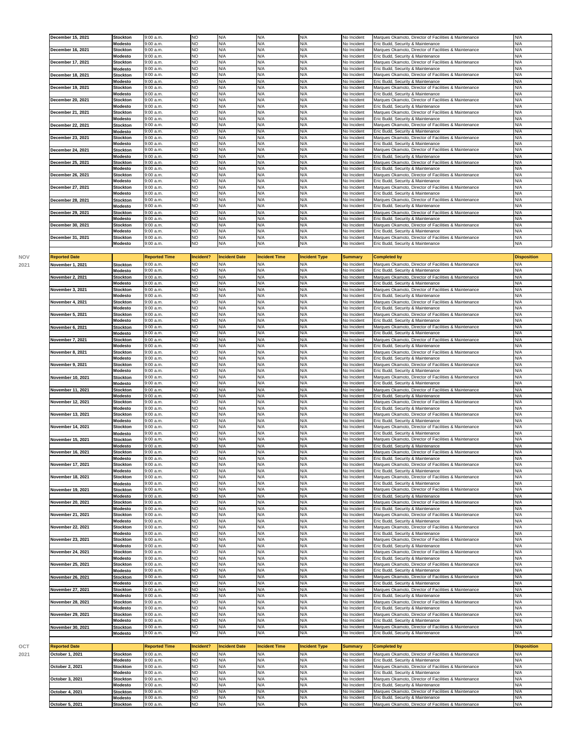| | | | | | | | | | |
|---|---|---|---|---|---|---|---|---|---|
| December 15, 2021 | Stockton | 9:00 a.m. | NO | N/A | N/A | N/A | No Incident | Marques Okamoto, Director of Facilities & Maintenance | N/A |
| | Modesto | 9:00 a.m. | NO | N/A | N/A | N/A | No Incident | Eric Budd, Security & Maintenance | N/A |
| December 16, 2021 | Stockton | 9:00 a.m. | NO | N/A | N/A | N/A | No Incident | Marques Okamoto, Director of Facilities & Maintenance | N/A |
| | Modesto | 9:00 a.m. | NO | N/A | N/A | N/A | No Incident | Eric Budd, Security & Maintenance | N/A |
| December 17, 2021 | Stockton | 9:00 a.m. | NO | N/A | N/A | N/A | No Incident | Marques Okamoto, Director of Facilities & Maintenance | N/A |
| | Modesto | 9:00 a.m. | NO | N/A | N/A | N/A | No Incident | Eric Budd, Security & Maintenance | N/A |
| December 18, 2021 | Stockton | 9:00 a.m. | NO | N/A | N/A | N/A | No Incident | Marques Okamoto, Director of Facilities & Maintenance | N/A |
| | Modesto | 9:00 a.m. | NO | N/A | N/A | N/A | No Incident | Eric Budd, Security & Maintenance | N/A |
| December 19, 2021 | Stockton | 9:00 a.m. | NO | N/A | N/A | N/A | No Incident | Marques Okamoto, Director of Facilities & Maintenance | N/A |
| | Modesto | 9:00 a.m. | NO | N/A | N/A | N/A | No Incident | Eric Budd, Security & Maintenance | N/A |
| December 20, 2021 | Stockton | 9:00 a.m. | NO | N/A | N/A | N/A | No Incident | Marques Okamoto, Director of Facilities & Maintenance | N/A |
| | Modesto | 9:00 a.m. | NO | N/A | N/A | N/A | No Incident | Eric Budd, Security & Maintenance | N/A |
| December 21, 2021 | Stockton | 9:00 a.m. | NO | N/A | N/A | N/A | No Incident | Marques Okamoto, Director of Facilities & Maintenance | N/A |
| | Modesto | 9:00 a.m. | NO | N/A | N/A | N/A | No Incident | Eric Budd, Security & Maintenance | N/A |
| December 22, 2021 | Stockton | 9:00 a.m. | NO | N/A | N/A | N/A | No Incident | Marques Okamoto, Director of Facilities & Maintenance | N/A |
| | Modesto | 9:00 a.m. | NO | N/A | N/A | N/A | No Incident | Eric Budd, Security & Maintenance | N/A |
| December 23, 2021 | Stockton | 9:00 a.m. | NO | N/A | N/A | N/A | No Incident | Marques Okamoto, Director of Facilities & Maintenance | N/A |
| | Modesto | 9:00 a.m. | NO | N/A | N/A | N/A | No Incident | Eric Budd, Security & Maintenance | N/A |
| December 24, 2021 | Stockton | 9:00 a.m. | NO | N/A | N/A | N/A | No Incident | Marques Okamoto, Director of Facilities & Maintenance | N/A |
| | Modesto | 9:00 a.m. | NO | N/A | N/A | N/A | No Incident | Eric Budd, Security & Maintenance | N/A |
| December 25, 2021 | Stockton | 9:00 a.m. | NO | N/A | N/A | N/A | No Incident | Marques Okamoto, Director of Facilities & Maintenance | N/A |
| | Modesto | 9:00 a.m. | NO | N/A | N/A | N/A | No Incident | Eric Budd, Security & Maintenance | N/A |
| December 26, 2021 | Stockton | 9:00 a.m. | NO | N/A | N/A | N/A | No Incident | Marques Okamoto, Director of Facilities & Maintenance | N/A |
| | Modesto | 9:00 a.m. | NO | N/A | N/A | N/A | No Incident | Eric Budd, Security & Maintenance | N/A |
| December 27, 2021 | Stockton | 9:00 a.m. | NO | N/A | N/A | N/A | No Incident | Marques Okamoto, Director of Facilities & Maintenance | N/A |
| | Modesto | 9:00 a.m. | NO | N/A | N/A | N/A | No Incident | Eric Budd, Security & Maintenance | N/A |
| December 28, 2021 | Stockton | 9:00 a.m. | NO | N/A | N/A | N/A | No Incident | Marques Okamoto, Director of Facilities & Maintenance | N/A |
| | Modesto | 9:00 a.m. | NO | N/A | N/A | N/A | No Incident | Eric Budd, Security & Maintenance | N/A |
| December 29, 2021 | Stockton | 9:00 a.m. | NO | N/A | N/A | N/A | No Incident | Marques Okamoto, Director of Facilities & Maintenance | N/A |
| | Modesto | 9:00 a.m. | NO | N/A | N/A | N/A | No Incident | Eric Budd, Security & Maintenance | N/A |
| December 30, 2021 | Stockton | 9:00 a.m. | NO | N/A | N/A | N/A | No Incident | Marques Okamoto, Director of Facilities & Maintenance | N/A |
| | Modesto | 9:00 a.m. | NO | N/A | N/A | N/A | No Incident | Eric Budd, Security & Maintenance | N/A |
| December 31, 2021 | Stockton | 9:00 a.m. | NO | N/A | N/A | N/A | No Incident | Marques Okamoto, Director of Facilities & Maintenance | N/A |
| | Modesto | 9:00 a.m. | NO | N/A | N/A | N/A | No Incident | Eric Budd, Security & Maintenance | N/A |

**NOV 2021**

| Reported Date | | Reported Time | Incident? | Incident Date | Incident Time | Incident Type | Summary | Completed by | Disposition |
|---|---|---|---|---|---|---|---|---|---|
| November 1, 2021 | Stockton | 9:00 a.m. | NO | N/A | N/A | N/A | No Incident | Marques Okamoto, Director of Facilities & Maintenance | N/A |
| | Modesto | 9:00 a.m. | NO | N/A | N/A | N/A | No Incident | Eric Budd, Security & Maintenance | N/A |
| November 2, 2021 | Stockton | 9:00 a.m. | NO | N/A | N/A | N/A | No Incident | Marques Okamoto, Director of Facilities & Maintenance | N/A |
| | Modesto | 9:00 a.m. | NO | N/A | N/A | N/A | No Incident | Eric Budd, Security & Maintenance | N/A |
| November 3, 2021 | Stockton | 9:00 a.m. | NO | N/A | N/A | N/A | No Incident | Marques Okamoto, Director of Facilities & Maintenance | N/A |
| | Modesto | 9:00 a.m. | NO | N/A | N/A | N/A | No Incident | Eric Budd, Security & Maintenance | N/A |
| November 4, 2021 | Stockton | 9:00 a.m. | NO | N/A | N/A | N/A | No Incident | Marques Okamoto, Director of Facilities & Maintenance | N/A |
| | Modesto | 9:00 a.m. | NO | N/A | N/A | N/A | No Incident | Eric Budd, Security & Maintenance | N/A |
| November 5, 2021 | Stockton | 9:00 a.m. | NO | N/A | N/A | N/A | No Incident | Marques Okamoto, Director of Facilities & Maintenance | N/A |
| | Modesto | 9:00 a.m. | NO | N/A | N/A | N/A | No Incident | Eric Budd, Security & Maintenance | N/A |
| November 6, 2021 | Stockton | 9:00 a.m. | NO | N/A | N/A | N/A | No Incident | Marques Okamoto, Director of Facilities & Maintenance | N/A |
| | Modesto | 9:00 a.m. | NO | N/A | N/A | N/A | No Incident | Eric Budd, Security & Maintenance | N/A |
| November 7, 2021 | Stockton | 9:00 a.m. | NO | N/A | N/A | N/A | No Incident | Marques Okamoto, Director of Facilities & Maintenance | N/A |
| | Modesto | 9:00 a.m. | NO | N/A | N/A | N/A | No Incident | Eric Budd, Security & Maintenance | N/A |
| November 8, 2021 | Stockton | 9:00 a.m. | NO | N/A | N/A | N/A | No Incident | Marques Okamoto, Director of Facilities & Maintenance | N/A |
| | Modesto | 9:00 a.m. | NO | N/A | N/A | N/A | No Incident | Eric Budd, Security & Maintenance | N/A |
| November 9, 2021 | Stockton | 9:00 a.m. | NO | N/A | N/A | N/A | No Incident | Marques Okamoto, Director of Facilities & Maintenance | N/A |
| | Modesto | 9:00 a.m. | NO | N/A | N/A | N/A | No Incident | Eric Budd, Security & Maintenance | N/A |
| November 10, 2021 | Stockton | 9:00 a.m. | NO | N/A | N/A | N/A | No Incident | Marques Okamoto, Director of Facilities & Maintenance | N/A |
| | Modesto | 9:00 a.m. | NO | N/A | N/A | N/A | No Incident | Eric Budd, Security & Maintenance | N/A |
| November 11, 2021 | Stockton | 9:00 a.m. | NO | N/A | N/A | N/A | No Incident | Marques Okamoto, Director of Facilities & Maintenance | N/A |
| | Modesto | 9:00 a.m. | NO | N/A | N/A | N/A | No Incident | Eric Budd, Security & Maintenance | N/A |
| November 12, 2021 | Stockton | 9:00 a.m. | NO | N/A | N/A | N/A | No Incident | Marques Okamoto, Director of Facilities & Maintenance | N/A |
| | Modesto | 9:00 a.m. | NO | N/A | N/A | N/A | No Incident | Eric Budd, Security & Maintenance | N/A |
| November 13, 2021 | Stockton | 9:00 a.m. | NO | N/A | N/A | N/A | No Incident | Marques Okamoto, Director of Facilities & Maintenance | N/A |
| | Modesto | 9:00 a.m. | NO | N/A | N/A | N/A | No Incident | Eric Budd, Security & Maintenance | N/A |
| November 14, 2021 | Stockton | 9:00 a.m. | NO | N/A | N/A | N/A | No Incident | Marques Okamoto, Director of Facilities & Maintenance | N/A |
| | Modesto | 9:00 a.m. | NO | N/A | N/A | N/A | No Incident | Eric Budd, Security & Maintenance | N/A |
| November 15, 2021 | Stockton | 9:00 a.m. | NO | N/A | N/A | N/A | No Incident | Marques Okamoto, Director of Facilities & Maintenance | N/A |
| | Modesto | 9:00 a.m. | NO | N/A | N/A | N/A | No Incident | Eric Budd, Security & Maintenance | N/A |
| November 16, 2021 | Stockton | 9:00 a.m. | NO | N/A | N/A | N/A | No Incident | Marques Okamoto, Director of Facilities & Maintenance | N/A |
| | Modesto | 9:00 a.m. | NO | N/A | N/A | N/A | No Incident | Eric Budd, Security & Maintenance | N/A |
| November 17, 2021 | Stockton | 9:00 a.m. | NO | N/A | N/A | N/A | No Incident | Marques Okamoto, Director of Facilities & Maintenance | N/A |
| | Modesto | 9:00 a.m. | NO | N/A | N/A | N/A | No Incident | Eric Budd, Security & Maintenance | N/A |
| November 18, 2021 | Stockton | 9:00 a.m. | NO | N/A | N/A | N/A | No Incident | Marques Okamoto, Director of Facilities & Maintenance | N/A |
| | Modesto | 9:00 a.m. | NO | N/A | N/A | N/A | No Incident | Eric Budd, Security & Maintenance | N/A |
| November 19, 2021 | Stockton | 9:00 a.m. | NO | N/A | N/A | N/A | No Incident | Marques Okamoto, Director of Facilities & Maintenance | N/A |
| | Modesto | 9:00 a.m. | NO | N/A | N/A | N/A | No Incident | Eric Budd, Security & Maintenance | N/A |
| November 20, 2021 | Stockton | 9:00 a.m. | NO | N/A | N/A | N/A | No Incident | Marques Okamoto, Director of Facilities & Maintenance | N/A |
| | Modesto | 9:00 a.m. | NO | N/A | N/A | N/A | No Incident | Eric Budd, Security & Maintenance | N/A |
| November 21, 2021 | Stockton | 9:00 a.m. | NO | N/A | N/A | N/A | No Incident | Marques Okamoto, Director of Facilities & Maintenance | N/A |
| | Modesto | 9:00 a.m. | NO | N/A | N/A | N/A | No Incident | Eric Budd, Security & Maintenance | N/A |
| November 22, 2021 | Stockton | 9:00 a.m. | NO | N/A | N/A | N/A | No Incident | Marques Okamoto, Director of Facilities & Maintenance | N/A |
| | Modesto | 9:00 a.m. | NO | N/A | N/A | N/A | No Incident | Eric Budd, Security & Maintenance | N/A |
| November 23, 2021 | Stockton | 9:00 a.m. | NO | N/A | N/A | N/A | No Incident | Marques Okamoto, Director of Facilities & Maintenance | N/A |
| | Modesto | 9:00 a.m. | NO | N/A | N/A | N/A | No Incident | Eric Budd, Security & Maintenance | N/A |
| November 24, 2021 | Stockton | 9:00 a.m. | NO | N/A | N/A | N/A | No Incident | Marques Okamoto, Director of Facilities & Maintenance | N/A |
| | Modesto | 9:00 a.m. | NO | N/A | N/A | N/A | No Incident | Eric Budd, Security & Maintenance | N/A |
| November 25, 2021 | Stockton | 9:00 a.m. | NO | N/A | N/A | N/A | No Incident | Marques Okamoto, Director of Facilities & Maintenance | N/A |
| | Modesto | 9:00 a.m. | NO | N/A | N/A | N/A | No Incident | Eric Budd, Security & Maintenance | N/A |
| November 26, 2021 | Stockton | 9:00 a.m. | NO | N/A | N/A | N/A | No Incident | Marques Okamoto, Director of Facilities & Maintenance | N/A |
| | Modesto | 9:00 a.m. | NO | N/A | N/A | N/A | No Incident | Eric Budd, Security & Maintenance | N/A |
| November 27, 2021 | Stockton | 9:00 a.m. | NO | N/A | N/A | N/A | No Incident | Marques Okamoto, Director of Facilities & Maintenance | N/A |
| | Modesto | 9:00 a.m. | NO | N/A | N/A | N/A | No Incident | Eric Budd, Security & Maintenance | N/A |
| November 28, 2021 | Stockton | 9:00 a.m. | NO | N/A | N/A | N/A | No Incident | Marques Okamoto, Director of Facilities & Maintenance | N/A |
| | Modesto | 9:00 a.m. | NO | N/A | N/A | N/A | No Incident | Eric Budd, Security & Maintenance | N/A |
| November 29, 2021 | Stockton | 9:00 a.m. | NO | N/A | N/A | N/A | No Incident | Marques Okamoto, Director of Facilities & Maintenance | N/A |
| | Modesto | 9:00 a.m. | NO | N/A | N/A | N/A | No Incident | Eric Budd, Security & Maintenance | N/A |
| November 30, 2021 | Stockton | 9:00 a.m. | NO | N/A | N/A | N/A | No Incident | Marques Okamoto, Director of Facilities & Maintenance | N/A |
| | Modesto | 9:00 a.m. | NO | N/A | N/A | N/A | No Incident | Eric Budd, Security & Maintenance | N/A |

**OCT 2021**

| Reported Date | | Reported Time | Incident? | Incident Date | Incident Time | Incident Type | Summary | Completed by | Disposition |
|---|---|---|---|---|---|---|---|---|---|
| October 1, 2021 | Stockton | 9:00 a.m. | NO | N/A | N/A | N/A | No Incident | Marques Okamoto, Director of Facilities & Maintenance | N/A |
| | Modesto | 9:00 a.m. | NO | N/A | N/A | N/A | No Incident | Eric Budd, Security & Maintenance | N/A |
| October 2, 2021 | Stockton | 9:00 a.m. | NO | N/A | N/A | N/A | No Incident | Marques Okamoto, Director of Facilities & Maintenance | N/A |
| | Modesto | 9:00 a.m. | NO | N/A | N/A | N/A | No Incident | Eric Budd, Security & Maintenance | N/A |
| October 3, 2021 | Stockton | 9:00 a.m. | NO | N/A | N/A | N/A | No Incident | Marques Okamoto, Director of Facilities & Maintenance | N/A |
| | Modesto | 9:00 a.m. | NO | N/A | N/A | N/A | No Incident | Eric Budd, Security & Maintenance | N/A |
| October 4, 2021 | Stockton | 9:00 a.m. | NO | N/A | N/A | N/A | No Incident | Marques Okamoto, Director of Facilities & Maintenance | N/A |
| | Modesto | 9:00 a.m. | NO | N/A | N/A | N/A | No Incident | Eric Budd, Security & Maintenance | N/A |
| October 5, 2021 | Stockton | 9:00 a.m. | NO | N/A | N/A | N/A | No Incident | Marques Okamoto, Director of Facilities & Maintenance | N/A |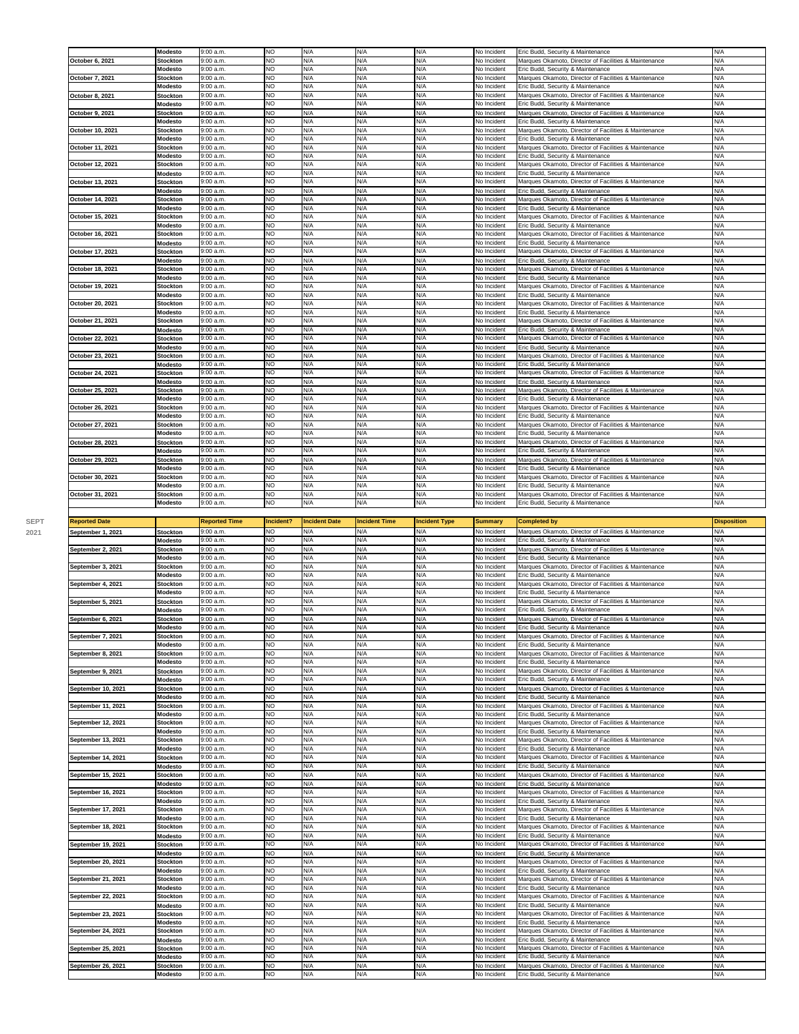| | Modesto | 9:00 a.m. | NO | N/A | N/A | N/A | No Incident | Eric Budd, Security & Maintenance | N/A |
|---|---|---|---|---|---|---|---|---|---|
| October 6, 2021 | Stockton | 9:00 a.m. | NO | N/A | N/A | N/A | No Incident | Marques Okamoto, Director of Facilities & Maintenance | N/A |
| | Modesto | 9:00 a.m. | NO | N/A | N/A | N/A | No Incident | Eric Budd, Security & Maintenance | N/A |
| October 7, 2021 | Stockton | 9:00 a.m. | NO | N/A | N/A | N/A | No Incident | Marques Okamoto, Director of Facilities & Maintenance | N/A |
| | Modesto | 9:00 a.m. | NO | N/A | N/A | N/A | No Incident | Eric Budd, Security & Maintenance | N/A |
| October 8, 2021 | Stockton | 9:00 a.m. | NO | N/A | N/A | N/A | No Incident | Marques Okamoto, Director of Facilities & Maintenance | N/A |
| | Modesto | 9:00 a.m. | NO | N/A | N/A | N/A | No Incident | Eric Budd, Security & Maintenance | N/A |
| October 9, 2021 | Stockton | 9:00 a.m. | NO | N/A | N/A | N/A | No Incident | Marques Okamoto, Director of Facilities & Maintenance | N/A |
| | Modesto | 9:00 a.m. | NO | N/A | N/A | N/A | No Incident | Eric Budd, Security & Maintenance | N/A |
| October 10, 2021 | Stockton | 9:00 a.m. | NO | N/A | N/A | N/A | No Incident | Marques Okamoto, Director of Facilities & Maintenance | N/A |
| | Modesto | 9:00 a.m. | NO | N/A | N/A | N/A | No Incident | Eric Budd, Security & Maintenance | N/A |
| October 11, 2021 | Stockton | 9:00 a.m. | NO | N/A | N/A | N/A | No Incident | Marques Okamoto, Director of Facilities & Maintenance | N/A |
| | Modesto | 9:00 a.m. | NO | N/A | N/A | N/A | No Incident | Eric Budd, Security & Maintenance | N/A |
| October 12, 2021 | Stockton | 9:00 a.m. | NO | N/A | N/A | N/A | No Incident | Marques Okamoto, Director of Facilities & Maintenance | N/A |
| | Modesto | 9:00 a.m. | NO | N/A | N/A | N/A | No Incident | Eric Budd, Security & Maintenance | N/A |
| October 13, 2021 | Stockton | 9:00 a.m. | NO | N/A | N/A | N/A | No Incident | Marques Okamoto, Director of Facilities & Maintenance | N/A |
| | Modesto | 9:00 a.m. | NO | N/A | N/A | N/A | No Incident | Eric Budd, Security & Maintenance | N/A |
| October 14, 2021 | Stockton | 9:00 a.m. | NO | N/A | N/A | N/A | No Incident | Marques Okamoto, Director of Facilities & Maintenance | N/A |
| | Modesto | 9:00 a.m. | NO | N/A | N/A | N/A | No Incident | Eric Budd, Security & Maintenance | N/A |
| October 15, 2021 | Stockton | 9:00 a.m. | NO | N/A | N/A | N/A | No Incident | Marques Okamoto, Director of Facilities & Maintenance | N/A |
| | Modesto | 9:00 a.m. | NO | N/A | N/A | N/A | No Incident | Eric Budd, Security & Maintenance | N/A |
| October 16, 2021 | Stockton | 9:00 a.m. | NO | N/A | N/A | N/A | No Incident | Marques Okamoto, Director of Facilities & Maintenance | N/A |
| | Modesto | 9:00 a.m. | NO | N/A | N/A | N/A | No Incident | Eric Budd, Security & Maintenance | N/A |
| October 17, 2021 | Stockton | 9:00 a.m. | NO | N/A | N/A | N/A | No Incident | Marques Okamoto, Director of Facilities & Maintenance | N/A |
| | Modesto | 9:00 a.m. | NO | N/A | N/A | N/A | No Incident | Eric Budd, Security & Maintenance | N/A |
| October 18, 2021 | Stockton | 9:00 a.m. | NO | N/A | N/A | N/A | No Incident | Marques Okamoto, Director of Facilities & Maintenance | N/A |
| | Modesto | 9:00 a.m. | NO | N/A | N/A | N/A | No Incident | Eric Budd, Security & Maintenance | N/A |
| October 19, 2021 | Stockton | 9:00 a.m. | NO | N/A | N/A | N/A | No Incident | Marques Okamoto, Director of Facilities & Maintenance | N/A |
| | Modesto | 9:00 a.m. | NO | N/A | N/A | N/A | No Incident | Eric Budd, Security & Maintenance | N/A |
| October 20, 2021 | Stockton | 9:00 a.m. | NO | N/A | N/A | N/A | No Incident | Marques Okamoto, Director of Facilities & Maintenance | N/A |
| | Modesto | 9:00 a.m. | NO | N/A | N/A | N/A | No Incident | Eric Budd, Security & Maintenance | N/A |
| October 21, 2021 | Stockton | 9:00 a.m. | NO | N/A | N/A | N/A | No Incident | Marques Okamoto, Director of Facilities & Maintenance | N/A |
| | Modesto | 9:00 a.m. | NO | N/A | N/A | N/A | No Incident | Eric Budd, Security & Maintenance | N/A |
| October 22, 2021 | Stockton | 9:00 a.m. | NO | N/A | N/A | N/A | No Incident | Marques Okamoto, Director of Facilities & Maintenance | N/A |
| | Modesto | 9:00 a.m. | NO | N/A | N/A | N/A | No Incident | Eric Budd, Security & Maintenance | N/A |
| October 23, 2021 | Stockton | 9:00 a.m. | NO | N/A | N/A | N/A | No Incident | Marques Okamoto, Director of Facilities & Maintenance | N/A |
| | Modesto | 9:00 a.m. | NO | N/A | N/A | N/A | No Incident | Eric Budd, Security & Maintenance | N/A |
| October 24, 2021 | Stockton | 9:00 a.m. | NO | N/A | N/A | N/A | No Incident | Marques Okamoto, Director of Facilities & Maintenance | N/A |
| | Modesto | 9:00 a.m. | NO | N/A | N/A | N/A | No Incident | Eric Budd, Security & Maintenance | N/A |
| October 25, 2021 | Stockton | 9:00 a.m. | NO | N/A | N/A | N/A | No Incident | Marques Okamoto, Director of Facilities & Maintenance | N/A |
| | Modesto | 9:00 a.m. | NO | N/A | N/A | N/A | No Incident | Eric Budd, Security & Maintenance | N/A |
| October 26, 2021 | Stockton | 9:00 a.m. | NO | N/A | N/A | N/A | No Incident | Marques Okamoto, Director of Facilities & Maintenance | N/A |
| | Modesto | 9:00 a.m. | NO | N/A | N/A | N/A | No Incident | Eric Budd, Security & Maintenance | N/A |
| October 27, 2021 | Stockton | 9:00 a.m. | NO | N/A | N/A | N/A | No Incident | Marques Okamoto, Director of Facilities & Maintenance | N/A |
| | Modesto | 9:00 a.m. | NO | N/A | N/A | N/A | No Incident | Eric Budd, Security & Maintenance | N/A |
| October 28, 2021 | Stockton | 9:00 a.m. | NO | N/A | N/A | N/A | No Incident | Marques Okamoto, Director of Facilities & Maintenance | N/A |
| | Modesto | 9:00 a.m. | NO | N/A | N/A | N/A | No Incident | Eric Budd, Security & Maintenance | N/A |
| October 29, 2021 | Stockton | 9:00 a.m. | NO | N/A | N/A | N/A | No Incident | Marques Okamoto, Director of Facilities & Maintenance | N/A |
| | Modesto | 9:00 a.m. | NO | N/A | N/A | N/A | No Incident | Eric Budd, Security & Maintenance | N/A |
| October 30, 2021 | Stockton | 9:00 a.m. | NO | N/A | N/A | N/A | No Incident | Marques Okamoto, Director of Facilities & Maintenance | N/A |
| | Modesto | 9:00 a.m. | NO | N/A | N/A | N/A | No Incident | Eric Budd, Security & Maintenance | N/A |
| October 31, 2021 | Stockton | 9:00 a.m. | NO | N/A | N/A | N/A | No Incident | Marques Okamoto, Director of Facilities & Maintenance | N/A |
| | Modesto | 9:00 a.m. | NO | N/A | N/A | N/A | No Incident | Eric Budd, Security & Maintenance | N/A |

SEPT 2021

| Reported Date | | Reported Time | Incident? | Incident Date | Incident Time | Incident Type | Summary | Completed by | Disposition |
|---|---|---|---|---|---|---|---|---|---|
| September 1, 2021 | Stockton | 9:00 a.m. | NO | N/A | N/A | N/A | No Incident | Marques Okamoto, Director of Facilities & Maintenance | N/A |
| | Modesto | 9:00 a.m. | NO | N/A | N/A | N/A | No Incident | Eric Budd, Security & Maintenance | N/A |
| September 2, 2021 | Stockton | 9:00 a.m. | NO | N/A | N/A | N/A | No Incident | Marques Okamoto, Director of Facilities & Maintenance | N/A |
| | Modesto | 9:00 a.m. | NO | N/A | N/A | N/A | No Incident | Eric Budd, Security & Maintenance | N/A |
| September 3, 2021 | Stockton | 9:00 a.m. | NO | N/A | N/A | N/A | No Incident | Marques Okamoto, Director of Facilities & Maintenance | N/A |
| | Modesto | 9:00 a.m. | NO | N/A | N/A | N/A | No Incident | Eric Budd, Security & Maintenance | N/A |
| September 4, 2021 | Stockton | 9:00 a.m. | NO | N/A | N/A | N/A | No Incident | Marques Okamoto, Director of Facilities & Maintenance | N/A |
| | Modesto | 9:00 a.m. | NO | N/A | N/A | N/A | No Incident | Eric Budd, Security & Maintenance | N/A |
| September 5, 2021 | Stockton | 9:00 a.m. | NO | N/A | N/A | N/A | No Incident | Marques Okamoto, Director of Facilities & Maintenance | N/A |
| | Modesto | 9:00 a.m. | NO | N/A | N/A | N/A | No Incident | Eric Budd, Security & Maintenance | N/A |
| September 6, 2021 | Stockton | 9:00 a.m. | NO | N/A | N/A | N/A | No Incident | Marques Okamoto, Director of Facilities & Maintenance | N/A |
| | Modesto | 9:00 a.m. | NO | N/A | N/A | N/A | No Incident | Eric Budd, Security & Maintenance | N/A |
| September 7, 2021 | Stockton | 9:00 a.m. | NO | N/A | N/A | N/A | No Incident | Marques Okamoto, Director of Facilities & Maintenance | N/A |
| | Modesto | 9:00 a.m. | NO | N/A | N/A | N/A | No Incident | Eric Budd, Security & Maintenance | N/A |
| September 8, 2021 | Stockton | 9:00 a.m. | NO | N/A | N/A | N/A | No Incident | Marques Okamoto, Director of Facilities & Maintenance | N/A |
| | Modesto | 9:00 a.m. | NO | N/A | N/A | N/A | No Incident | Eric Budd, Security & Maintenance | N/A |
| September 9, 2021 | Stockton | 9:00 a.m. | NO | N/A | N/A | N/A | No Incident | Marques Okamoto, Director of Facilities & Maintenance | N/A |
| | Modesto | 9:00 a.m. | NO | N/A | N/A | N/A | No Incident | Eric Budd, Security & Maintenance | N/A |
| September 10, 2021 | Stockton | 9:00 a.m. | NO | N/A | N/A | N/A | No Incident | Marques Okamoto, Director of Facilities & Maintenance | N/A |
| | Modesto | 9:00 a.m. | NO | N/A | N/A | N/A | No Incident | Eric Budd, Security & Maintenance | N/A |
| September 11, 2021 | Stockton | 9:00 a.m. | NO | N/A | N/A | N/A | No Incident | Marques Okamoto, Director of Facilities & Maintenance | N/A |
| | Modesto | 9:00 a.m. | NO | N/A | N/A | N/A | No Incident | Eric Budd, Security & Maintenance | N/A |
| September 12, 2021 | Stockton | 9:00 a.m. | NO | N/A | N/A | N/A | No Incident | Marques Okamoto, Director of Facilities & Maintenance | N/A |
| | Modesto | 9:00 a.m. | NO | N/A | N/A | N/A | No Incident | Eric Budd, Security & Maintenance | N/A |
| September 13, 2021 | Stockton | 9:00 a.m. | NO | N/A | N/A | N/A | No Incident | Marques Okamoto, Director of Facilities & Maintenance | N/A |
| | Modesto | 9:00 a.m. | NO | N/A | N/A | N/A | No Incident | Eric Budd, Security & Maintenance | N/A |
| September 14, 2021 | Stockton | 9:00 a.m. | NO | N/A | N/A | N/A | No Incident | Marques Okamoto, Director of Facilities & Maintenance | N/A |
| | Modesto | 9:00 a.m. | NO | N/A | N/A | N/A | No Incident | Eric Budd, Security & Maintenance | N/A |
| September 15, 2021 | Stockton | 9:00 a.m. | NO | N/A | N/A | N/A | No Incident | Marques Okamoto, Director of Facilities & Maintenance | N/A |
| | Modesto | 9:00 a.m. | NO | N/A | N/A | N/A | No Incident | Eric Budd, Security & Maintenance | N/A |
| September 16, 2021 | Stockton | 9:00 a.m. | NO | N/A | N/A | N/A | No Incident | Marques Okamoto, Director of Facilities & Maintenance | N/A |
| | Modesto | 9:00 a.m. | NO | N/A | N/A | N/A | No Incident | Eric Budd, Security & Maintenance | N/A |
| September 17, 2021 | Stockton | 9:00 a.m. | NO | N/A | N/A | N/A | No Incident | Marques Okamoto, Director of Facilities & Maintenance | N/A |
| | Modesto | 9:00 a.m. | NO | N/A | N/A | N/A | No Incident | Eric Budd, Security & Maintenance | N/A |
| September 18, 2021 | Stockton | 9:00 a.m. | NO | N/A | N/A | N/A | No Incident | Marques Okamoto, Director of Facilities & Maintenance | N/A |
| | Modesto | 9:00 a.m. | NO | N/A | N/A | N/A | No Incident | Eric Budd, Security & Maintenance | N/A |
| September 19, 2021 | Stockton | 9:00 a.m. | NO | N/A | N/A | N/A | No Incident | Marques Okamoto, Director of Facilities & Maintenance | N/A |
| | Modesto | 9:00 a.m. | NO | N/A | N/A | N/A | No Incident | Eric Budd, Security & Maintenance | N/A |
| September 20, 2021 | Stockton | 9:00 a.m. | NO | N/A | N/A | N/A | No Incident | Marques Okamoto, Director of Facilities & Maintenance | N/A |
| | Modesto | 9:00 a.m. | NO | N/A | N/A | N/A | No Incident | Eric Budd, Security & Maintenance | N/A |
| September 21, 2021 | Stockton | 9:00 a.m. | NO | N/A | N/A | N/A | No Incident | Marques Okamoto, Director of Facilities & Maintenance | N/A |
| | Modesto | 9:00 a.m. | NO | N/A | N/A | N/A | No Incident | Eric Budd, Security & Maintenance | N/A |
| September 22, 2021 | Stockton | 9:00 a.m. | NO | N/A | N/A | N/A | No Incident | Marques Okamoto, Director of Facilities & Maintenance | N/A |
| | Modesto | 9:00 a.m. | NO | N/A | N/A | N/A | No Incident | Eric Budd, Security & Maintenance | N/A |
| September 23, 2021 | Stockton | 9:00 a.m. | NO | N/A | N/A | N/A | No Incident | Marques Okamoto, Director of Facilities & Maintenance | N/A |
| | Modesto | 9:00 a.m. | NO | N/A | N/A | N/A | No Incident | Eric Budd, Security & Maintenance | N/A |
| September 24, 2021 | Stockton | 9:00 a.m. | NO | N/A | N/A | N/A | No Incident | Marques Okamoto, Director of Facilities & Maintenance | N/A |
| | Modesto | 9:00 a.m. | NO | N/A | N/A | N/A | No Incident | Eric Budd, Security & Maintenance | N/A |
| September 25, 2021 | Stockton | 9:00 a.m. | NO | N/A | N/A | N/A | No Incident | Marques Okamoto, Director of Facilities & Maintenance | N/A |
| | Modesto | 9:00 a.m. | NO | N/A | N/A | N/A | No Incident | Eric Budd, Security & Maintenance | N/A |
| September 26, 2021 | Stockton | 9:00 a.m. | NO | N/A | N/A | N/A | No Incident | Marques Okamoto, Director of Facilities & Maintenance | N/A |
| | Modesto | 9:00 a.m. | NO | N/A | N/A | N/A | No Incident | Eric Budd, Security & Maintenance | N/A |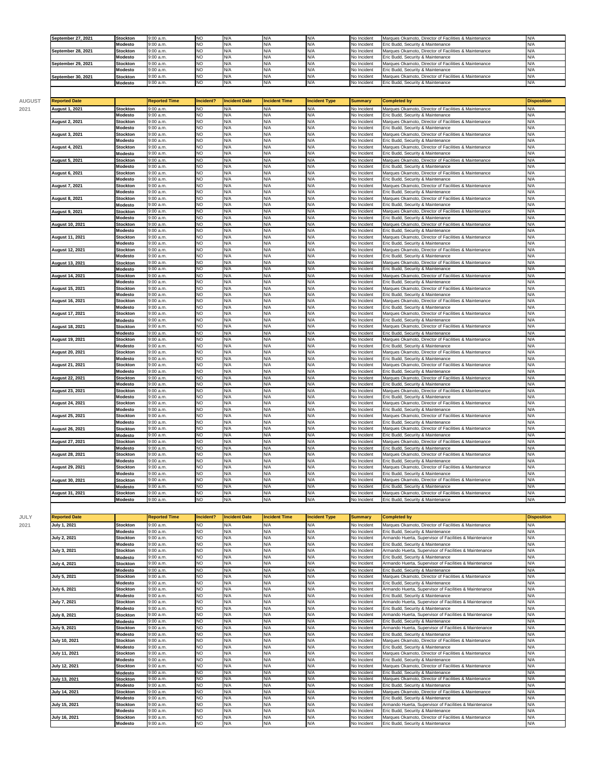| | | | | | | | | | |
|---|---|---|---|---|---|---|---|---|---|
| September 27, 2021 | Stockton | 9:00 a.m. | NO | N/A | N/A | N/A | No Incident | Marques Okamoto, Director of Facilities & Maintenance | N/A |
| | Modesto | 9:00 a.m. | NO | N/A | N/A | N/A | No Incident | Eric Budd, Security & Maintenance | N/A |
| September 28, 2021 | Stockton | 9:00 a.m. | NO | N/A | N/A | N/A | No Incident | Marques Okamoto, Director of Facilities & Maintenance | N/A |
| | Modesto | 9:00 a.m. | NO | N/A | N/A | N/A | No Incident | Eric Budd, Security & Maintenance | N/A |
| September 29, 2021 | Stockton | 9:00 a.m. | NO | N/A | N/A | N/A | No Incident | Marques Okamoto, Director of Facilities & Maintenance | N/A |
| | Modesto | 9:00 a.m. | NO | N/A | N/A | N/A | No Incident | Eric Budd, Security & Maintenance | N/A |
| September 30, 2021 | Stockton | 9:00 a.m. | NO | N/A | N/A | N/A | No Incident | Marques Okamoto, Director of Facilities & Maintenance | N/A |
| | Modesto | 9:00 a.m. | NO | N/A | N/A | N/A | No Incident | Eric Budd, Security & Maintenance | N/A |

AUGUST 2021

| Reported Date | | Reported Time | Incident? | Incident Date | Incident Time | Incident Type | Summary | Completed by | Disposition |
|---|---|---|---|---|---|---|---|---|---|
| August 1, 2021 | Stockton | 9:00 a.m. | NO | N/A | N/A | N/A | No Incident | Marques Okamoto, Director of Facilities & Maintenance | N/A |
| | Modesto | 9:00 a.m. | NO | N/A | N/A | N/A | No Incident | Eric Budd, Security & Maintenance | N/A |
| August 2, 2021 | Stockton | 9:00 a.m. | NO | N/A | N/A | N/A | No Incident | Marques Okamoto, Director of Facilities & Maintenance | N/A |
| | Modesto | 9:00 a.m. | NO | N/A | N/A | N/A | No Incident | Eric Budd, Security & Maintenance | N/A |
| August 3, 2021 | Stockton | 9:00 a.m. | NO | N/A | N/A | N/A | No Incident | Marques Okamoto, Director of Facilities & Maintenance | N/A |
| | Modesto | 9:00 a.m. | NO | N/A | N/A | N/A | No Incident | Eric Budd, Security & Maintenance | N/A |
| August 4, 2021 | Stockton | 9:00 a.m. | NO | N/A | N/A | N/A | No Incident | Marques Okamoto, Director of Facilities & Maintenance | N/A |
| | Modesto | 9:00 a.m. | NO | N/A | N/A | N/A | No Incident | Eric Budd, Security & Maintenance | N/A |
| August 5, 2021 | Stockton | 9:00 a.m. | NO | N/A | N/A | N/A | No Incident | Marques Okamoto, Director of Facilities & Maintenance | N/A |
| | Modesto | 9:00 a.m. | NO | N/A | N/A | N/A | No Incident | Eric Budd, Security & Maintenance | N/A |
| August 6, 2021 | Stockton | 9:00 a.m. | NO | N/A | N/A | N/A | No Incident | Marques Okamoto, Director of Facilities & Maintenance | N/A |
| | Modesto | 9:00 a.m. | NO | N/A | N/A | N/A | No Incident | Eric Budd, Security & Maintenance | N/A |
| August 7, 2021 | Stockton | 9:00 a.m. | NO | N/A | N/A | N/A | No Incident | Marques Okamoto, Director of Facilities & Maintenance | N/A |
| | Modesto | 9:00 a.m. | NO | N/A | N/A | N/A | No Incident | Eric Budd, Security & Maintenance | N/A |
| August 8, 2021 | Stockton | 9:00 a.m. | NO | N/A | N/A | N/A | No Incident | Marques Okamoto, Director of Facilities & Maintenance | N/A |
| | Modesto | 9:00 a.m. | NO | N/A | N/A | N/A | No Incident | Eric Budd, Security & Maintenance | N/A |
| August 9, 2021 | Stockton | 9:00 a.m. | NO | N/A | N/A | N/A | No Incident | Marques Okamoto, Director of Facilities & Maintenance | N/A |
| | Modesto | 9:00 a.m. | NO | N/A | N/A | N/A | No Incident | Eric Budd, Security & Maintenance | N/A |
| August 10, 2021 | Stockton | 9:00 a.m. | NO | N/A | N/A | N/A | No Incident | Marques Okamoto, Director of Facilities & Maintenance | N/A |
| | Modesto | 9:00 a.m. | NO | N/A | N/A | N/A | No Incident | Eric Budd, Security & Maintenance | N/A |
| August 11, 2021 | Stockton | 9:00 a.m. | NO | N/A | N/A | N/A | No Incident | Marques Okamoto, Director of Facilities & Maintenance | N/A |
| | Modesto | 9:00 a.m. | NO | N/A | N/A | N/A | No Incident | Eric Budd, Security & Maintenance | N/A |
| August 12, 2021 | Stockton | 9:00 a.m. | NO | N/A | N/A | N/A | No Incident | Marques Okamoto, Director of Facilities & Maintenance | N/A |
| | Modesto | 9:00 a.m. | NO | N/A | N/A | N/A | No Incident | Eric Budd, Security & Maintenance | N/A |
| August 13, 2021 | Stockton | 9:00 a.m. | NO | N/A | N/A | N/A | No Incident | Marques Okamoto, Director of Facilities & Maintenance | N/A |
| | Modesto | 9:00 a.m. | NO | N/A | N/A | N/A | No Incident | Eric Budd, Security & Maintenance | N/A |
| August 14, 2021 | Stockton | 9:00 a.m. | NO | N/A | N/A | N/A | No Incident | Marques Okamoto, Director of Facilities & Maintenance | N/A |
| | Modesto | 9:00 a.m. | NO | N/A | N/A | N/A | No Incident | Eric Budd, Security & Maintenance | N/A |
| August 15, 2021 | Stockton | 9:00 a.m. | NO | N/A | N/A | N/A | No Incident | Marques Okamoto, Director of Facilities & Maintenance | N/A |
| | Modesto | 9:00 a.m. | NO | N/A | N/A | N/A | No Incident | Eric Budd, Security & Maintenance | N/A |
| August 16, 2021 | Stockton | 9:00 a.m. | NO | N/A | N/A | N/A | No Incident | Marques Okamoto, Director of Facilities & Maintenance | N/A |
| | Modesto | 9:00 a.m. | NO | N/A | N/A | N/A | No Incident | Eric Budd, Security & Maintenance | N/A |
| August 17, 2021 | Stockton | 9:00 a.m. | NO | N/A | N/A | N/A | No Incident | Marques Okamoto, Director of Facilities & Maintenance | N/A |
| | Modesto | 9:00 a.m. | NO | N/A | N/A | N/A | No Incident | Eric Budd, Security & Maintenance | N/A |
| August 18, 2021 | Stockton | 9:00 a.m. | NO | N/A | N/A | N/A | No Incident | Marques Okamoto, Director of Facilities & Maintenance | N/A |
| | Modesto | 9:00 a.m. | NO | N/A | N/A | N/A | No Incident | Eric Budd, Security & Maintenance | N/A |
| August 19, 2021 | Stockton | 9:00 a.m. | NO | N/A | N/A | N/A | No Incident | Marques Okamoto, Director of Facilities & Maintenance | N/A |
| | Modesto | 9:00 a.m. | NO | N/A | N/A | N/A | No Incident | Eric Budd, Security & Maintenance | N/A |
| August 20, 2021 | Stockton | 9:00 a.m. | NO | N/A | N/A | N/A | No Incident | Marques Okamoto, Director of Facilities & Maintenance | N/A |
| | Modesto | 9:00 a.m. | NO | N/A | N/A | N/A | No Incident | Eric Budd, Security & Maintenance | N/A |
| August 21, 2021 | Stockton | 9:00 a.m. | NO | N/A | N/A | N/A | No Incident | Marques Okamoto, Director of Facilities & Maintenance | N/A |
| | Modesto | 9:00 a.m. | NO | N/A | N/A | N/A | No Incident | Eric Budd, Security & Maintenance | N/A |
| August 22, 2021 | Stockton | 9:00 a.m. | NO | N/A | N/A | N/A | No Incident | Marques Okamoto, Director of Facilities & Maintenance | N/A |
| | Modesto | 9:00 a.m. | NO | N/A | N/A | N/A | No Incident | Eric Budd, Security & Maintenance | N/A |
| August 23, 2021 | Stockton | 9:00 a.m. | NO | N/A | N/A | N/A | No Incident | Marques Okamoto, Director of Facilities & Maintenance | N/A |
| | Modesto | 9:00 a.m. | NO | N/A | N/A | N/A | No Incident | Eric Budd, Security & Maintenance | N/A |
| August 24, 2021 | Stockton | 9:00 a.m. | NO | N/A | N/A | N/A | No Incident | Marques Okamoto, Director of Facilities & Maintenance | N/A |
| | Modesto | 9:00 a.m. | NO | N/A | N/A | N/A | No Incident | Eric Budd, Security & Maintenance | N/A |
| August 25, 2021 | Stockton | 9:00 a.m. | NO | N/A | N/A | N/A | No Incident | Marques Okamoto, Director of Facilities & Maintenance | N/A |
| | Modesto | 9:00 a.m. | NO | N/A | N/A | N/A | No Incident | Eric Budd, Security & Maintenance | N/A |
| August 26, 2021 | Stockton | 9:00 a.m. | NO | N/A | N/A | N/A | No Incident | Marques Okamoto, Director of Facilities & Maintenance | N/A |
| | Modesto | 9:00 a.m. | NO | N/A | N/A | N/A | No Incident | Eric Budd, Security & Maintenance | N/A |
| August 27, 2021 | Stockton | 9:00 a.m. | NO | N/A | N/A | N/A | No Incident | Marques Okamoto, Director of Facilities & Maintenance | N/A |
| | Modesto | 9:00 a.m. | NO | N/A | N/A | N/A | No Incident | Eric Budd, Security & Maintenance | N/A |
| August 28, 2021 | Stockton | 9:00 a.m. | NO | N/A | N/A | N/A | No Incident | Marques Okamoto, Director of Facilities & Maintenance | N/A |
| | Modesto | 9:00 a.m. | NO | N/A | N/A | N/A | No Incident | Eric Budd, Security & Maintenance | N/A |
| August 29, 2021 | Stockton | 9:00 a.m. | NO | N/A | N/A | N/A | No Incident | Marques Okamoto, Director of Facilities & Maintenance | N/A |
| | Modesto | 9:00 a.m. | NO | N/A | N/A | N/A | No Incident | Eric Budd, Security & Maintenance | N/A |
| August 30, 2021 | Stockton | 9:00 a.m. | NO | N/A | N/A | N/A | No Incident | Marques Okamoto, Director of Facilities & Maintenance | N/A |
| | Modesto | 9:00 a.m. | NO | N/A | N/A | N/A | No Incident | Eric Budd, Security & Maintenance | N/A |
| August 31, 2021 | Stockton | 9:00 a.m. | NO | N/A | N/A | N/A | No Incident | Marques Okamoto, Director of Facilities & Maintenance | N/A |
| | Modesto | 9:00 a.m. | NO | N/A | N/A | N/A | No Incident | Eric Budd, Security & Maintenance | N/A |

JULY 2021

| Reported Date | | Reported Time | Incident? | Incident Date | Incident Time | Incident Type | Summary | Completed by | Disposition |
|---|---|---|---|---|---|---|---|---|---|
| July 1, 2021 | Stockton | 9:00 a.m. | NO | N/A | N/A | N/A | No Incident | Marques Okamoto, Director of Facilities & Maintenance | N/A |
| | Modesto | 9:00 a.m. | NO | N/A | N/A | N/A | No Incident | Eric Budd, Security & Maintenance | N/A |
| July 2, 2021 | Stockton | 9:00 a.m. | NO | N/A | N/A | N/A | No Incident | Armando Huerta, Supervisor of Facilities & Maintenance | N/A |
| | Modesto | 9:00 a.m. | NO | N/A | N/A | N/A | No Incident | Eric Budd, Security & Maintenance | N/A |
| July 3, 2021 | Stockton | 9:00 a.m. | NO | N/A | N/A | N/A | No Incident | Armando Huerta, Supervisor of Facilities & Maintenance | N/A |
| | Modesto | 9:00 a.m. | NO | N/A | N/A | N/A | No Incident | Eric Budd, Security & Maintenance | N/A |
| July 4, 2021 | Stockton | 9:00 a.m. | NO | N/A | N/A | N/A | No Incident | Armando Huerta, Supervisor of Facilities & Maintenance | N/A |
| | Modesto | 9:00 a.m. | NO | N/A | N/A | N/A | No Incident | Eric Budd, Security & Maintenance | N/A |
| July 5, 2021 | Stockton | 9:00 a.m. | NO | N/A | N/A | N/A | No Incident | Marques Okamoto, Director of Facilities & Maintenance | N/A |
| | Modesto | 9:00 a.m. | NO | N/A | N/A | N/A | No Incident | Eric Budd, Security & Maintenance | N/A |
| July 6, 2021 | Stockton | 9:00 a.m. | NO | N/A | N/A | N/A | No Incident | Armando Huerta, Supervisor of Facilities & Maintenance | N/A |
| | Modesto | 9:00 a.m. | NO | N/A | N/A | N/A | No Incident | Eric Budd, Security & Maintenance | N/A |
| July 7, 2021 | Stockton | 9:00 a.m. | NO | N/A | N/A | N/A | No Incident | Armando Huerta, Supervisor of Facilities & Maintenance | N/A |
| | Modesto | 9:00 a.m. | NO | N/A | N/A | N/A | No Incident | Eric Budd, Security & Maintenance | N/A |
| July 8, 2021 | Stockton | 9:00 a.m. | NO | N/A | N/A | N/A | No Incident | Armando Huerta, Supervisor of Facilities & Maintenance | N/A |
| | Modesto | 9:00 a.m. | NO | N/A | N/A | N/A | No Incident | Eric Budd, Security & Maintenance | N/A |
| July 9, 2021 | Stockton | 9:00 a.m. | NO | N/A | N/A | N/A | No Incident | Armando Huerta, Supervisor of Facilities & Maintenance | N/A |
| | Modesto | 9:00 a.m. | NO | N/A | N/A | N/A | No Incident | Eric Budd, Security & Maintenance | N/A |
| July 10, 2021 | Stockton | 9:00 a.m. | NO | N/A | N/A | N/A | No Incident | Marques Okamoto, Director of Facilities & Maintenance | N/A |
| | Modesto | 9:00 a.m. | NO | N/A | N/A | N/A | No Incident | Eric Budd, Security & Maintenance | N/A |
| July 11, 2021 | Stockton | 9:00 a.m. | NO | N/A | N/A | N/A | No Incident | Marques Okamoto, Director of Facilities & Maintenance | N/A |
| | Modesto | 9:00 a.m. | NO | N/A | N/A | N/A | No Incident | Eric Budd, Security & Maintenance | N/A |
| July 12, 2021 | Stockton | 9:00 a.m. | NO | N/A | N/A | N/A | No Incident | Marques Okamoto, Director of Facilities & Maintenance | N/A |
| | Modesto | 9:00 a.m. | NO | N/A | N/A | N/A | No Incident | Eric Budd, Security & Maintenance | N/A |
| July 13, 2021 | Stockton | 9:00 a.m. | NO | N/A | N/A | N/A | No Incident | Marques Okamoto, Director of Facilities & Maintenance | N/A |
| | Modesto | 9:00 a.m. | NO | N/A | N/A | N/A | No Incident | Eric Budd, Security & Maintenance | N/A |
| July 14, 2021 | Stockton | 9:00 a.m. | NO | N/A | N/A | N/A | No Incident | Marques Okamoto, Director of Facilities & Maintenance | N/A |
| | Modesto | 9:00 a.m. | NO | N/A | N/A | N/A | No Incident | Eric Budd, Security & Maintenance | N/A |
| July 15, 2021 | Stockton | 9:00 a.m. | NO | N/A | N/A | N/A | No Incident | Armando Huerta, Supervisor of Facilities & Maintenance | N/A |
| | Modesto | 9:00 a.m. | NO | N/A | N/A | N/A | No Incident | Eric Budd, Security & Maintenance | N/A |
| July 16, 2021 | Stockton | 9:00 a.m. | NO | N/A | N/A | N/A | No Incident | Marques Okamoto, Director of Facilities & Maintenance | N/A |
| | Modesto | 9:00 a.m. | NO | N/A | N/A | N/A | No Incident | Eric Budd, Security & Maintenance | N/A |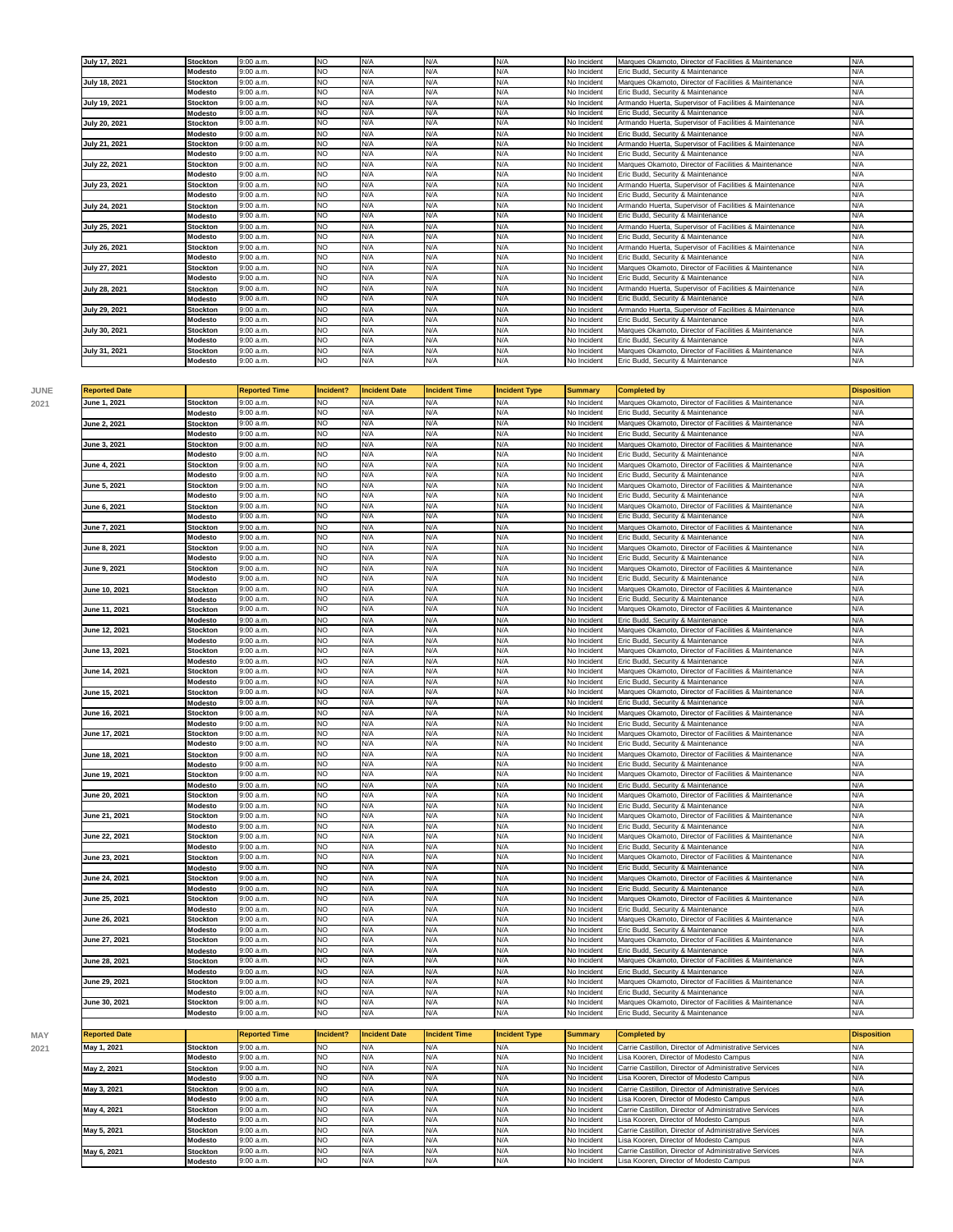| July 17, 2021 | Stockton | 9:00 a.m. | NO | N/A | N/A | N/A | No Incident | Marques Okamoto, Director of Facilities & Maintenance | N/A |
|---|---|---|---|---|---|---|---|---|---|
| | Modesto | 9:00 a.m. | NO | N/A | N/A | N/A | No Incident | Eric Budd, Security & Maintenance | N/A |
| July 18, 2021 | Stockton | 9:00 a.m. | NO | N/A | N/A | N/A | No Incident | Marques Okamoto, Director of Facilities & Maintenance | N/A |
| | Modesto | 9:00 a.m. | NO | N/A | N/A | N/A | No Incident | Eric Budd, Security & Maintenance | N/A |
| July 19, 2021 | Stockton | 9:00 a.m. | NO | N/A | N/A | N/A | No Incident | Armando Huerta, Supervisor of Facilities & Maintenance | N/A |
| | Modesto | 9:00 a.m. | NO | N/A | N/A | N/A | No Incident | Eric Budd, Security & Maintenance | N/A |
| July 20, 2021 | Stockton | 9:00 a.m. | NO | N/A | N/A | N/A | No Incident | Armando Huerta, Supervisor of Facilities & Maintenance | N/A |
| | Modesto | 9:00 a.m. | NO | N/A | N/A | N/A | No Incident | Eric Budd, Security & Maintenance | N/A |
| July 21, 2021 | Stockton | 9:00 a.m. | NO | N/A | N/A | N/A | No Incident | Armando Huerta, Supervisor of Facilities & Maintenance | N/A |
| | Modesto | 9:00 a.m. | NO | N/A | N/A | N/A | No Incident | Eric Budd, Security & Maintenance | N/A |
| July 22, 2021 | Stockton | 9:00 a.m. | NO | N/A | N/A | N/A | No Incident | Marques Okamoto, Director of Facilities & Maintenance | N/A |
| | Modesto | 9:00 a.m. | NO | N/A | N/A | N/A | No Incident | Eric Budd, Security & Maintenance | N/A |
| July 23, 2021 | Stockton | 9:00 a.m. | NO | N/A | N/A | N/A | No Incident | Armando Huerta, Supervisor of Facilities & Maintenance | N/A |
| | Modesto | 9:00 a.m. | NO | N/A | N/A | N/A | No Incident | Eric Budd, Security & Maintenance | N/A |
| July 24, 2021 | Stockton | 9:00 a.m. | NO | N/A | N/A | N/A | No Incident | Armando Huerta, Supervisor of Facilities & Maintenance | N/A |
| | Modesto | 9:00 a.m. | NO | N/A | N/A | N/A | No Incident | Eric Budd, Security & Maintenance | N/A |
| July 25, 2021 | Stockton | 9:00 a.m. | NO | N/A | N/A | N/A | No Incident | Armando Huerta, Supervisor of Facilities & Maintenance | N/A |
| | Modesto | 9:00 a.m. | NO | N/A | N/A | N/A | No Incident | Eric Budd, Security & Maintenance | N/A |
| July 26, 2021 | Stockton | 9:00 a.m. | NO | N/A | N/A | N/A | No Incident | Armando Huerta, Supervisor of Facilities & Maintenance | N/A |
| | Modesto | 9:00 a.m. | NO | N/A | N/A | N/A | No Incident | Eric Budd, Security & Maintenance | N/A |
| July 27, 2021 | Stockton | 9:00 a.m. | NO | N/A | N/A | N/A | No Incident | Marques Okamoto, Director of Facilities & Maintenance | N/A |
| | Modesto | 9:00 a.m. | NO | N/A | N/A | N/A | No Incident | Eric Budd, Security & Maintenance | N/A |
| July 28, 2021 | Stockton | 9:00 a.m. | NO | N/A | N/A | N/A | No Incident | Armando Huerta, Supervisor of Facilities & Maintenance | N/A |
| | Modesto | 9:00 a.m. | NO | N/A | N/A | N/A | No Incident | Eric Budd, Security & Maintenance | N/A |
| July 29, 2021 | Stockton | 9:00 a.m. | NO | N/A | N/A | N/A | No Incident | Armando Huerta, Supervisor of Facilities & Maintenance | N/A |
| | Modesto | 9:00 a.m. | NO | N/A | N/A | N/A | No Incident | Eric Budd, Security & Maintenance | N/A |
| July 30, 2021 | Stockton | 9:00 a.m. | NO | N/A | N/A | N/A | No Incident | Marques Okamoto, Director of Facilities & Maintenance | N/A |
| | Modesto | 9:00 a.m. | NO | N/A | N/A | N/A | No Incident | Eric Budd, Security & Maintenance | N/A |
| July 31, 2021 | Stockton | 9:00 a.m. | NO | N/A | N/A | N/A | No Incident | Marques Okamoto, Director of Facilities & Maintenance | N/A |
| | Modesto | 9:00 a.m. | NO | N/A | N/A | N/A | No Incident | Eric Budd, Security & Maintenance | N/A |

**JUNE 2021**

| Reported Date | | Reported Time | Incident? | Incident Date | Incident Time | Incident Type | Summary | Completed by | Disposition |
|---|---|---|---|---|---|---|---|---|---|
| June 1, 2021 | Stockton | 9:00 a.m. | NO | N/A | N/A | N/A | No Incident | Marques Okamoto, Director of Facilities & Maintenance | N/A |
| | Modesto | 9:00 a.m. | NO | N/A | N/A | N/A | No Incident | Eric Budd, Security & Maintenance | N/A |
| June 2, 2021 | Stockton | 9:00 a.m. | NO | N/A | N/A | N/A | No Incident | Marques Okamoto, Director of Facilities & Maintenance | N/A |
| | Modesto | 9:00 a.m. | NO | N/A | N/A | N/A | No Incident | Eric Budd, Security & Maintenance | N/A |
| June 3, 2021 | Stockton | 9:00 a.m. | NO | N/A | N/A | N/A | No Incident | Marques Okamoto, Director of Facilities & Maintenance | N/A |
| | Modesto | 9:00 a.m. | NO | N/A | N/A | N/A | No Incident | Eric Budd, Security & Maintenance | N/A |
| June 4, 2021 | Stockton | 9:00 a.m. | NO | N/A | N/A | N/A | No Incident | Marques Okamoto, Director of Facilities & Maintenance | N/A |
| | Modesto | 9:00 a.m. | NO | N/A | N/A | N/A | No Incident | Eric Budd, Security & Maintenance | N/A |
| June 5, 2021 | Stockton | 9:00 a.m. | NO | N/A | N/A | N/A | No Incident | Marques Okamoto, Director of Facilities & Maintenance | N/A |
| | Modesto | 9:00 a.m. | NO | N/A | N/A | N/A | No Incident | Eric Budd, Security & Maintenance | N/A |
| June 6, 2021 | Stockton | 9:00 a.m. | NO | N/A | N/A | N/A | No Incident | Marques Okamoto, Director of Facilities & Maintenance | N/A |
| | Modesto | 9:00 a.m. | NO | N/A | N/A | N/A | No Incident | Eric Budd, Security & Maintenance | N/A |
| June 7, 2021 | Stockton | 9:00 a.m. | NO | N/A | N/A | N/A | No Incident | Marques Okamoto, Director of Facilities & Maintenance | N/A |
| | Modesto | 9:00 a.m. | NO | N/A | N/A | N/A | No Incident | Eric Budd, Security & Maintenance | N/A |
| June 8, 2021 | Stockton | 9:00 a.m. | NO | N/A | N/A | N/A | No Incident | Marques Okamoto, Director of Facilities & Maintenance | N/A |
| | Modesto | 9:00 a.m. | NO | N/A | N/A | N/A | No Incident | Eric Budd, Security & Maintenance | N/A |
| June 9, 2021 | Stockton | 9:00 a.m. | NO | N/A | N/A | N/A | No Incident | Marques Okamoto, Director of Facilities & Maintenance | N/A |
| | Modesto | 9:00 a.m. | NO | N/A | N/A | N/A | No Incident | Eric Budd, Security & Maintenance | N/A |
| June 10, 2021 | Stockton | 9:00 a.m. | NO | N/A | N/A | N/A | No Incident | Marques Okamoto, Director of Facilities & Maintenance | N/A |
| | Modesto | 9:00 a.m. | NO | N/A | N/A | N/A | No Incident | Eric Budd, Security & Maintenance | N/A |
| June 11, 2021 | Stockton | 9:00 a.m. | NO | N/A | N/A | N/A | No Incident | Marques Okamoto, Director of Facilities & Maintenance | N/A |
| | Modesto | 9:00 a.m. | NO | N/A | N/A | N/A | No Incident | Eric Budd, Security & Maintenance | N/A |
| June 12, 2021 | Stockton | 9:00 a.m. | NO | N/A | N/A | N/A | No Incident | Marques Okamoto, Director of Facilities & Maintenance | N/A |
| | Modesto | 9:00 a.m. | NO | N/A | N/A | N/A | No Incident | Eric Budd, Security & Maintenance | N/A |
| June 13, 2021 | Stockton | 9:00 a.m. | NO | N/A | N/A | N/A | No Incident | Marques Okamoto, Director of Facilities & Maintenance | N/A |
| | Modesto | 9:00 a.m. | NO | N/A | N/A | N/A | No Incident | Eric Budd, Security & Maintenance | N/A |
| June 14, 2021 | Stockton | 9:00 a.m. | NO | N/A | N/A | N/A | No Incident | Marques Okamoto, Director of Facilities & Maintenance | N/A |
| | Modesto | 9:00 a.m. | NO | N/A | N/A | N/A | No Incident | Eric Budd, Security & Maintenance | N/A |
| June 15, 2021 | Stockton | 9:00 a.m. | NO | N/A | N/A | N/A | No Incident | Marques Okamoto, Director of Facilities & Maintenance | N/A |
| | Modesto | 9:00 a.m. | NO | N/A | N/A | N/A | No Incident | Eric Budd, Security & Maintenance | N/A |
| June 16, 2021 | Stockton | 9:00 a.m. | NO | N/A | N/A | N/A | No Incident | Marques Okamoto, Director of Facilities & Maintenance | N/A |
| | Modesto | 9:00 a.m. | NO | N/A | N/A | N/A | No Incident | Eric Budd, Security & Maintenance | N/A |
| June 17, 2021 | Stockton | 9:00 a.m. | NO | N/A | N/A | N/A | No Incident | Marques Okamoto, Director of Facilities & Maintenance | N/A |
| | Modesto | 9:00 a.m. | NO | N/A | N/A | N/A | No Incident | Eric Budd, Security & Maintenance | N/A |
| June 18, 2021 | Stockton | 9:00 a.m. | NO | N/A | N/A | N/A | No Incident | Marques Okamoto, Director of Facilities & Maintenance | N/A |
| | Modesto | 9:00 a.m. | NO | N/A | N/A | N/A | No Incident | Eric Budd, Security & Maintenance | N/A |
| June 19, 2021 | Stockton | 9:00 a.m. | NO | N/A | N/A | N/A | No Incident | Marques Okamoto, Director of Facilities & Maintenance | N/A |
| | Modesto | 9:00 a.m. | NO | N/A | N/A | N/A | No Incident | Eric Budd, Security & Maintenance | N/A |
| June 20, 2021 | Stockton | 9:00 a.m. | NO | N/A | N/A | N/A | No Incident | Marques Okamoto, Director of Facilities & Maintenance | N/A |
| | Modesto | 9:00 a.m. | NO | N/A | N/A | N/A | No Incident | Eric Budd, Security & Maintenance | N/A |
| June 21, 2021 | Stockton | 9:00 a.m. | NO | N/A | N/A | N/A | No Incident | Marques Okamoto, Director of Facilities & Maintenance | N/A |
| | Modesto | 9:00 a.m. | NO | N/A | N/A | N/A | No Incident | Eric Budd, Security & Maintenance | N/A |
| June 22, 2021 | Stockton | 9:00 a.m. | NO | N/A | N/A | N/A | No Incident | Marques Okamoto, Director of Facilities & Maintenance | N/A |
| | Modesto | 9:00 a.m. | NO | N/A | N/A | N/A | No Incident | Eric Budd, Security & Maintenance | N/A |
| June 23, 2021 | Stockton | 9:00 a.m. | NO | N/A | N/A | N/A | No Incident | Marques Okamoto, Director of Facilities & Maintenance | N/A |
| | Modesto | 9:00 a.m. | NO | N/A | N/A | N/A | No Incident | Eric Budd, Security & Maintenance | N/A |
| June 24, 2021 | Stockton | 9:00 a.m. | NO | N/A | N/A | N/A | No Incident | Marques Okamoto, Director of Facilities & Maintenance | N/A |
| | Modesto | 9:00 a.m. | NO | N/A | N/A | N/A | No Incident | Eric Budd, Security & Maintenance | N/A |
| June 25, 2021 | Stockton | 9:00 a.m. | NO | N/A | N/A | N/A | No Incident | Marques Okamoto, Director of Facilities & Maintenance | N/A |
| | Modesto | 9:00 a.m. | NO | N/A | N/A | N/A | No Incident | Eric Budd, Security & Maintenance | N/A |
| June 26, 2021 | Stockton | 9:00 a.m. | NO | N/A | N/A | N/A | No Incident | Marques Okamoto, Director of Facilities & Maintenance | N/A |
| | Modesto | 9:00 a.m. | NO | N/A | N/A | N/A | No Incident | Eric Budd, Security & Maintenance | N/A |
| June 27, 2021 | Stockton | 9:00 a.m. | NO | N/A | N/A | N/A | No Incident | Marques Okamoto, Director of Facilities & Maintenance | N/A |
| | Modesto | 9:00 a.m. | NO | N/A | N/A | N/A | No Incident | Eric Budd, Security & Maintenance | N/A |
| June 28, 2021 | Stockton | 9:00 a.m. | NO | N/A | N/A | N/A | No Incident | Marques Okamoto, Director of Facilities & Maintenance | N/A |
| | Modesto | 9:00 a.m. | NO | N/A | N/A | N/A | No Incident | Eric Budd, Security & Maintenance | N/A |
| June 29, 2021 | Stockton | 9:00 a.m. | NO | N/A | N/A | N/A | No Incident | Marques Okamoto, Director of Facilities & Maintenance | N/A |
| | Modesto | 9:00 a.m. | NO | N/A | N/A | N/A | No Incident | Eric Budd, Security & Maintenance | N/A |
| June 30, 2021 | Stockton | 9:00 a.m. | NO | N/A | N/A | N/A | No Incident | Marques Okamoto, Director of Facilities & Maintenance | N/A |
| | Modesto | 9:00 a.m. | NO | N/A | N/A | N/A | No Incident | Eric Budd, Security & Maintenance | N/A |

**MAY 2021**

| Reported Date | | Reported Time | Incident? | Incident Date | Incident Time | Incident Type | Summary | Completed by | Disposition |
|---|---|---|---|---|---|---|---|---|---|
| May 1, 2021 | Stockton | 9:00 a.m. | NO | N/A | N/A | N/A | No Incident | Carrie Castillon, Director of Administrative Services | N/A |
| | Modesto | 9:00 a.m. | NO | N/A | N/A | N/A | No Incident | Lisa Kooren, Director of Modesto Campus | N/A |
| May 2, 2021 | Stockton | 9:00 a.m. | NO | N/A | N/A | N/A | No Incident | Carrie Castillon, Director of Administrative Services | N/A |
| | Modesto | 9:00 a.m. | NO | N/A | N/A | N/A | No Incident | Lisa Kooren, Director of Modesto Campus | N/A |
| May 3, 2021 | Stockton | 9:00 a.m. | NO | N/A | N/A | N/A | No Incident | Carrie Castillon, Director of Administrative Services | N/A |
| | Modesto | 9:00 a.m. | NO | N/A | N/A | N/A | No Incident | Lisa Kooren, Director of Modesto Campus | N/A |
| May 4, 2021 | Stockton | 9:00 a.m. | NO | N/A | N/A | N/A | No Incident | Carrie Castillon, Director of Administrative Services | N/A |
| | Modesto | 9:00 a.m. | NO | N/A | N/A | N/A | No Incident | Lisa Kooren, Director of Modesto Campus | N/A |
| May 5, 2021 | Stockton | 9:00 a.m. | NO | N/A | N/A | N/A | No Incident | Carrie Castillon, Director of Administrative Services | N/A |
| | Modesto | 9:00 a.m. | NO | N/A | N/A | N/A | No Incident | Lisa Kooren, Director of Modesto Campus | N/A |
| May 6, 2021 | Stockton | 9:00 a.m. | NO | N/A | N/A | N/A | No Incident | Carrie Castillon, Director of Administrative Services | N/A |
| | Modesto | 9:00 a.m. | NO | N/A | N/A | N/A | No Incident | Lisa Kooren, Director of Modesto Campus | N/A |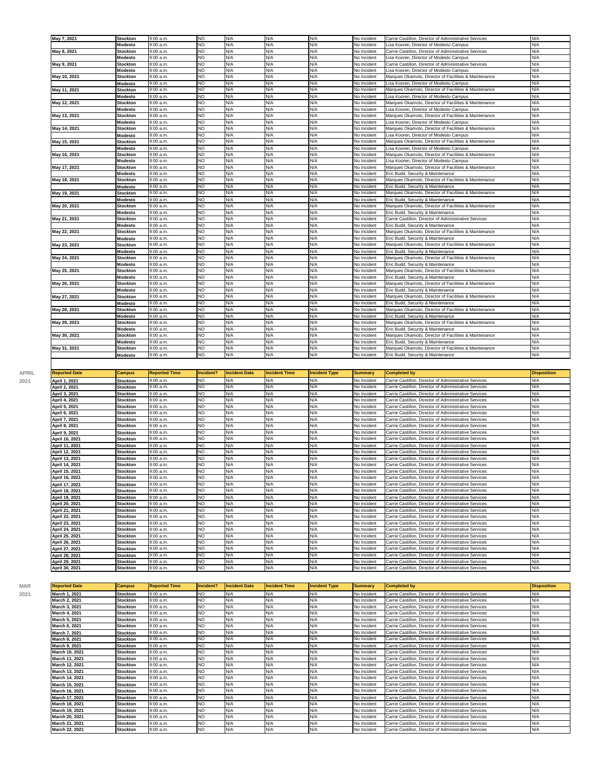| May 7, 2021 | Stockton | 9:00 a.m. | NO | N/A | N/A | N/A | No Incident | Carrie Castillon, Director of Administrative Services | N/A |
|---|---|---|---|---|---|---|---|---|---|
| | Modesto | 9:00 a.m. | NO | N/A | N/A | N/A | No Incident | Lisa Kooren, Director of Modesto Campus | N/A |
| May 8, 2021 | Stockton | 9:00 a.m. | NO | N/A | N/A | N/A | No Incident | Carrie Castillon, Director of Administrative Services | N/A |
| | Modesto | 9:00 a.m. | NO | N/A | N/A | N/A | No Incident | Lisa Kooren, Director of Modesto Campus | N/A |
| May 9, 2021 | Stockton | 9:00 a.m. | NO | N/A | N/A | N/A | No Incident | Carrie Castillon, Director of Administrative Services | N/A |
| | Modesto | 9:00 a.m. | NO | N/A | N/A | N/A | No Incident | Lisa Kooren, Director of Modesto Campus | N/A |
| May 10, 2021 | Stockton | 9:00 a.m. | NO | N/A | N/A | N/A | No Incident | Marques Okamoto, Director of Facilities & Maintenance | N/A |
| | Modesto | 9:00 a.m. | NO | N/A | N/A | N/A | No Incident | Lisa Kooren, Director of Modesto Campus | N/A |
| May 11, 2021 | Stockton | 9:00 a.m. | NO | N/A | N/A | N/A | No Incident | Marques Okamoto, Director of Facilities & Maintenance | N/A |
| | Modesto | 9:00 a.m. | NO | N/A | N/A | N/A | No Incident | Lisa Kooren, Director of Modesto Campus | N/A |
| May 12, 2021 | Stockton | 9:00 a.m. | NO | N/A | N/A | N/A | No Incident | Marques Okamoto, Director of Facilities & Maintenance | N/A |
| | Modesto | 9:00 a.m. | NO | N/A | N/A | N/A | No Incident | Lisa Kooren, Director of Modesto Campus | N/A |
| May 13, 2021 | Stockton | 9:00 a.m. | NO | N/A | N/A | N/A | No Incident | Marques Okamoto, Director of Facilities & Maintenance | N/A |
| | Modesto | 9:00 a.m. | NO | N/A | N/A | N/A | No Incident | Lisa Kooren, Director of Modesto Campus | N/A |
| May 14, 2021 | Stockton | 9:00 a.m. | NO | N/A | N/A | N/A | No Incident | Marques Okamoto, Director of Facilities & Maintenance | N/A |
| | Modesto | 9:00 a.m. | NO | N/A | N/A | N/A | No Incident | Lisa Kooren, Director of Modesto Campus | N/A |
| May 15, 2021 | Stockton | 9:00 a.m. | NO | N/A | N/A | N/A | No Incident | Marques Okamoto, Director of Facilities & Maintenance | N/A |
| | Modesto | 9:00 a.m. | NO | N/A | N/A | N/A | No Incident | Lisa Kooren, Director of Modesto Campus | N/A |
| May 16, 2021 | Stockton | 9:00 a.m. | NO | N/A | N/A | N/A | No Incident | Marques Okamoto, Director of Facilities & Maintenance | N/A |
| | Modesto | 9:00 a.m. | NO | N/A | N/A | N/A | No Incident | Lisa Kooren, Director of Modesto Campus | N/A |
| May 17, 2021 | Stockton | 9:00 a.m. | NO | N/A | N/A | N/A | No Incident | Marques Okamoto, Director of Facilities & Maintenance | N/A |
| | Modesto | 9:00 a.m. | NO | N/A | N/A | N/A | No Incident | Eric Budd, Security & Maintenance | N/A |
| May 18, 2021 | Stockton | 9:00 a.m. | NO | N/A | N/A | N/A | No Incident | Marques Okamoto, Director of Facilities & Maintenance | N/A |
| | Modesto | 9:00 a.m. | NO | N/A | N/A | N/A | No Incident | Eric Budd, Security & Maintenance | N/A |
| May 19, 2021 | Stockton | 9:00 a.m. | NO | N/A | N/A | N/A | No Incident | Marques Okamoto, Director of Facilities & Maintenance | N/A |
| | Modesto | 9:00 a.m. | NO | N/A | N/A | N/A | No Incident | Eric Budd, Security & Maintenance | N/A |
| May 20, 2021 | Stockton | 9:00 a.m. | NO | N/A | N/A | N/A | No Incident | Marques Okamoto, Director of Facilities & Maintenance | N/A |
| | Modesto | 9:00 a.m. | NO | N/A | N/A | N/A | No Incident | Eric Budd, Security & Maintenance | N/A |
| May 21, 2021 | Stockton | 9:00 a.m. | NO | N/A | N/A | N/A | No Incident | Carrie Castillon, Director of Administrative Services | N/A |
| | Modesto | 9:00 a.m. | NO | N/A | N/A | N/A | No Incident | Eric Budd, Security & Maintenance | N/A |
| May 22, 2021 | Stockton | 9:00 a.m. | NO | N/A | N/A | N/A | No Incident | Marques Okamoto, Director of Facilities & Maintenance | N/A |
| | Modesto | 9:00 a.m. | NO | N/A | N/A | N/A | No Incident | Eric Budd, Security & Maintenance | N/A |
| May 23, 2021 | Stockton | 9:00 a.m. | NO | N/A | N/A | N/A | No Incident | Marques Okamoto, Director of Facilities & Maintenance | N/A |
| | Modesto | 9:00 a.m. | NO | N/A | N/A | N/A | No Incident | Eric Budd, Security & Maintenance | N/A |
| May 24, 2021 | Stockton | 9:00 a.m. | NO | N/A | N/A | N/A | No Incident | Marques Okamoto, Director of Facilities & Maintenance | N/A |
| | Modesto | 9:00 a.m. | NO | N/A | N/A | N/A | No Incident | Eric Budd, Security & Maintenance | N/A |
| May 25, 2021 | Stockton | 9:00 a.m. | NO | N/A | N/A | N/A | No Incident | Marques Okamoto, Director of Facilities & Maintenance | N/A |
| | Modesto | 9:00 a.m. | NO | N/A | N/A | N/A | No Incident | Eric Budd, Security & Maintenance | N/A |
| May 26, 2021 | Stockton | 9:00 a.m. | NO | N/A | N/A | N/A | No Incident | Marques Okamoto, Director of Facilities & Maintenance | N/A |
| | Modesto | 9:00 a.m. | NO | N/A | N/A | N/A | No Incident | Eric Budd, Security & Maintenance | N/A |
| May 27, 2021 | Stockton | 9:00 a.m. | NO | N/A | N/A | N/A | No Incident | Marques Okamoto, Director of Facilities & Maintenance | N/A |
| | Modesto | 9:00 a.m. | NO | N/A | N/A | N/A | No Incident | Eric Budd, Security & Maintenance | N/A |
| May 28, 2021 | Stockton | 9:00 a.m. | NO | N/A | N/A | N/A | No Incident | Marques Okamoto, Director of Facilities & Maintenance | N/A |
| | Modesto | 9:00 a.m. | NO | N/A | N/A | N/A | No Incident | Eric Budd, Security & Maintenance | N/A |
| May 29, 2021 | Stockton | 9:00 a.m. | NO | N/A | N/A | N/A | No Incident | Marques Okamoto, Director of Facilities & Maintenance | N/A |
| | Modesto | 9:00 a.m. | NO | N/A | N/A | N/A | No Incident | Eric Budd, Security & Maintenance | N/A |
| May 30, 2021 | Stockton | 9:00 a.m. | NO | N/A | N/A | N/A | No Incident | Marques Okamoto, Director of Facilities & Maintenance | N/A |
| | Modesto | 9:00 a.m. | NO | N/A | N/A | N/A | No Incident | Eric Budd, Security & Maintenance | N/A |
| May 31, 2021 | Stockton | 9:00 a.m. | NO | N/A | N/A | N/A | No Incident | Marques Okamoto, Director of Facilities & Maintenance | N/A |
| | Modesto | 9:00 a.m. | NO | N/A | N/A | N/A | No Incident | Eric Budd, Security & Maintenance | N/A |

**APRIL 2021**

| Reported Date | Campus | Reported Time | Incident? | Incident Date | Incident Time | Incident Type | Summary | Completed by | Disposition |
|---|---|---|---|---|---|---|---|---|---|
| April 1, 2021 | Stockton | 9:00 a.m. | NO | N/A | N/A | N/A | No Incident | Carrie Castillon, Director of Administrative Services | N/A |
| April 2, 2021 | Stockton | 9:00 a.m. | NO | N/A | N/A | N/A | No Incident | Carrie Castillon, Director of Administrative Services | N/A |
| April 3, 2021 | Stockton | 9:00 a.m. | NO | N/A | N/A | N/A | No Incident | Carrie Castillon, Director of Administrative Services | N/A |
| April 4, 2021 | Stockton | 9:00 a.m. | NO | N/A | N/A | N/A | No Incident | Carrie Castillon, Director of Administrative Services | N/A |
| April 5, 2021 | Stockton | 9:00 a.m. | NO | N/A | N/A | N/A | No Incident | Carrie Castillon, Director of Administrative Services | N/A |
| April 6, 2021 | Stockton | 9:00 a.m. | NO | N/A | N/A | N/A | No Incident | Carrie Castillon, Director of Administrative Services | N/A |
| April 7, 2021 | Stockton | 9:00 a.m. | NO | N/A | N/A | N/A | No Incident | Carrie Castillon, Director of Administrative Services | N/A |
| April 8, 2021 | Stockton | 9:00 a.m. | NO | N/A | N/A | N/A | No Incident | Carrie Castillon, Director of Administrative Services | N/A |
| April 9, 2021 | Stockton | 9:00 a.m. | NO | N/A | N/A | N/A | No Incident | Carrie Castillon, Director of Administrative Services | N/A |
| April 10, 2021 | Stockton | 9:00 a.m. | NO | N/A | N/A | N/A | No Incident | Carrie Castillon, Director of Administrative Services | N/A |
| April 11, 2021 | Stockton | 9:00 a.m. | NO | N/A | N/A | N/A | No Incident | Carrie Castillon, Director of Administrative Services | N/A |
| April 12, 2021 | Stockton | 9:00 a.m. | NO | N/A | N/A | N/A | No Incident | Carrie Castillon, Director of Administrative Services | N/A |
| April 13, 2021 | Stockton | 9:00 a.m. | NO | N/A | N/A | N/A | No Incident | Carrie Castillon, Director of Administrative Services | N/A |
| April 14, 2021 | Stockton | 9:00 a.m. | NO | N/A | N/A | N/A | No Incident | Carrie Castillon, Director of Administrative Services | N/A |
| April 15, 2021 | Stockton | 9:00 a.m. | NO | N/A | N/A | N/A | No Incident | Carrie Castillon, Director of Administrative Services | N/A |
| April 16, 2021 | Stockton | 9:00 a.m. | NO | N/A | N/A | N/A | No Incident | Carrie Castillon, Director of Administrative Services | N/A |
| April 17, 2021 | Stockton | 9:00 a.m. | NO | N/A | N/A | N/A | No Incident | Carrie Castillon, Director of Administrative Services | N/A |
| April 18, 2021 | Stockton | 9:00 a.m. | NO | N/A | N/A | N/A | No Incident | Carrie Castillon, Director of Administrative Services | N/A |
| April 19, 2021 | Stockton | 9:00 a.m. | NO | N/A | N/A | N/A | No Incident | Carrie Castillon, Director of Administrative Services | N/A |
| April 20, 2021 | Stockton | 9:00 a.m. | NO | N/A | N/A | N/A | No Incident | Carrie Castillon, Director of Administrative Services | N/A |
| April 21, 2021 | Stockton | 9:00 a.m. | NO | N/A | N/A | N/A | No Incident | Carrie Castillon, Director of Administrative Services | N/A |
| April 22, 2021 | Stockton | 9:00 a.m. | NO | N/A | N/A | N/A | No Incident | Carrie Castillon, Director of Administrative Services | N/A |
| April 23, 2021 | Stockton | 9:00 a.m. | NO | N/A | N/A | N/A | No Incident | Carrie Castillon, Director of Administrative Services | N/A |
| April 24, 2021 | Stockton | 9:00 a.m. | NO | N/A | N/A | N/A | No Incident | Carrie Castillon, Director of Administrative Services | N/A |
| April 25, 2021 | Stockton | 9:00 a.m. | NO | N/A | N/A | N/A | No Incident | Carrie Castillon, Director of Administrative Services | N/A |
| April 26, 2021 | Stockton | 9:00 a.m. | NO | N/A | N/A | N/A | No Incident | Carrie Castillon, Director of Administrative Services | N/A |
| April 27, 2021 | Stockton | 9:00 a.m. | NO | N/A | N/A | N/A | No Incident | Carrie Castillon, Director of Administrative Services | N/A |
| April 28, 2021 | Stockton | 9:00 a.m. | NO | N/A | N/A | N/A | No Incident | Carrie Castillon, Director of Administrative Services | N/A |
| April 29, 2021 | Stockton | 9:00 a.m. | NO | N/A | N/A | N/A | No Incident | Carrie Castillon, Director of Administrative Services | N/A |
| April 30, 2021 | Stockton | 9:00 a.m. | NO | N/A | N/A | N/A | No Incident | Carrie Castillon, Director of Administrative Services | N/A |

**MAR 2021**

| Reported Date | Campus | Reported Time | Incident? | Incident Date | Incident Time | Incident Type | Summary | Completed by | Disposition |
|---|---|---|---|---|---|---|---|---|---|
| March 1, 2021 | Stockton | 9:00 a.m. | NO | N/A | N/A | N/A | No Incident | Carrie Castillon, Director of Administrative Services | N/A |
| March 2, 2021 | Stockton | 9:00 a.m. | NO | N/A | N/A | N/A | No Incident | Carrie Castillon, Director of Administrative Services | N/A |
| March 3, 2021 | Stockton | 9:00 a.m. | NO | N/A | N/A | N/A | No Incident | Carrie Castillon, Director of Administrative Services | N/A |
| March 4, 2021 | Stockton | 9:00 a.m. | NO | N/A | N/A | N/A | No Incident | Carrie Castillon, Director of Administrative Services | N/A |
| March 5, 2021 | Stockton | 9:00 a.m. | NO | N/A | N/A | N/A | No Incident | Carrie Castillon, Director of Administrative Services | N/A |
| March 6, 2021 | Stockton | 9:00 a.m. | NO | N/A | N/A | N/A | No Incident | Carrie Castillon, Director of Administrative Services | N/A |
| March 7, 2021 | Stockton | 9:00 a.m. | NO | N/A | N/A | N/A | No Incident | Carrie Castillon, Director of Administrative Services | N/A |
| March 8, 2021 | Stockton | 9:00 a.m. | NO | N/A | N/A | N/A | No Incident | Carrie Castillon, Director of Administrative Services | N/A |
| March 9, 2021 | Stockton | 9:00 a.m. | NO | N/A | N/A | N/A | No Incident | Carrie Castillon, Director of Administrative Services | N/A |
| March 10, 2021 | Stockton | 9:00 a.m. | NO | N/A | N/A | N/A | No Incident | Carrie Castillon, Director of Administrative Services | N/A |
| March 11, 2021 | Stockton | 9:00 a.m. | NO | N/A | N/A | N/A | No Incident | Carrie Castillon, Director of Administrative Services | N/A |
| March 12, 2021 | Stockton | 9:00 a.m. | NO | N/A | N/A | N/A | No Incident | Carrie Castillon, Director of Administrative Services | N/A |
| March 13, 2021 | Stockton | 9:00 a.m. | NO | N/A | N/A | N/A | No Incident | Carrie Castillon, Director of Administrative Services | N/A |
| March 14, 2021 | Stockton | 9:00 a.m. | NO | N/A | N/A | N/A | No Incident | Carrie Castillon, Director of Administrative Services | N/A |
| March 15, 2021 | Stockton | 9:00 a.m. | NO | N/A | N/A | N/A | No Incident | Carrie Castillon, Director of Administrative Services | N/A |
| March 16, 2021 | Stockton | 9:00 a.m. | NO | N/A | N/A | N/A | No Incident | Carrie Castillon, Director of Administrative Services | N/A |
| March 17, 2021 | Stockton | 9:00 a.m. | NO | N/A | N/A | N/A | No Incident | Carrie Castillon, Director of Administrative Services | N/A |
| March 18, 2021 | Stockton | 9:00 a.m. | NO | N/A | N/A | N/A | No Incident | Carrie Castillon, Director of Administrative Services | N/A |
| March 19, 2021 | Stockton | 9:00 a.m. | NO | N/A | N/A | N/A | No Incident | Carrie Castillon, Director of Administrative Services | N/A |
| March 20, 2021 | Stockton | 9:00 a.m. | NO | N/A | N/A | N/A | No Incident | Carrie Castillon, Director of Administrative Services | N/A |
| March 21, 2021 | Stockton | 9:00 a.m. | NO | N/A | N/A | N/A | No Incident | Carrie Castillon, Director of Administrative Services | N/A |
| March 22, 2021 | Stockton | 9:00 a.m. | NO | N/A | N/A | N/A | No Incident | Carrie Castillon, Director of Administrative Services | N/A |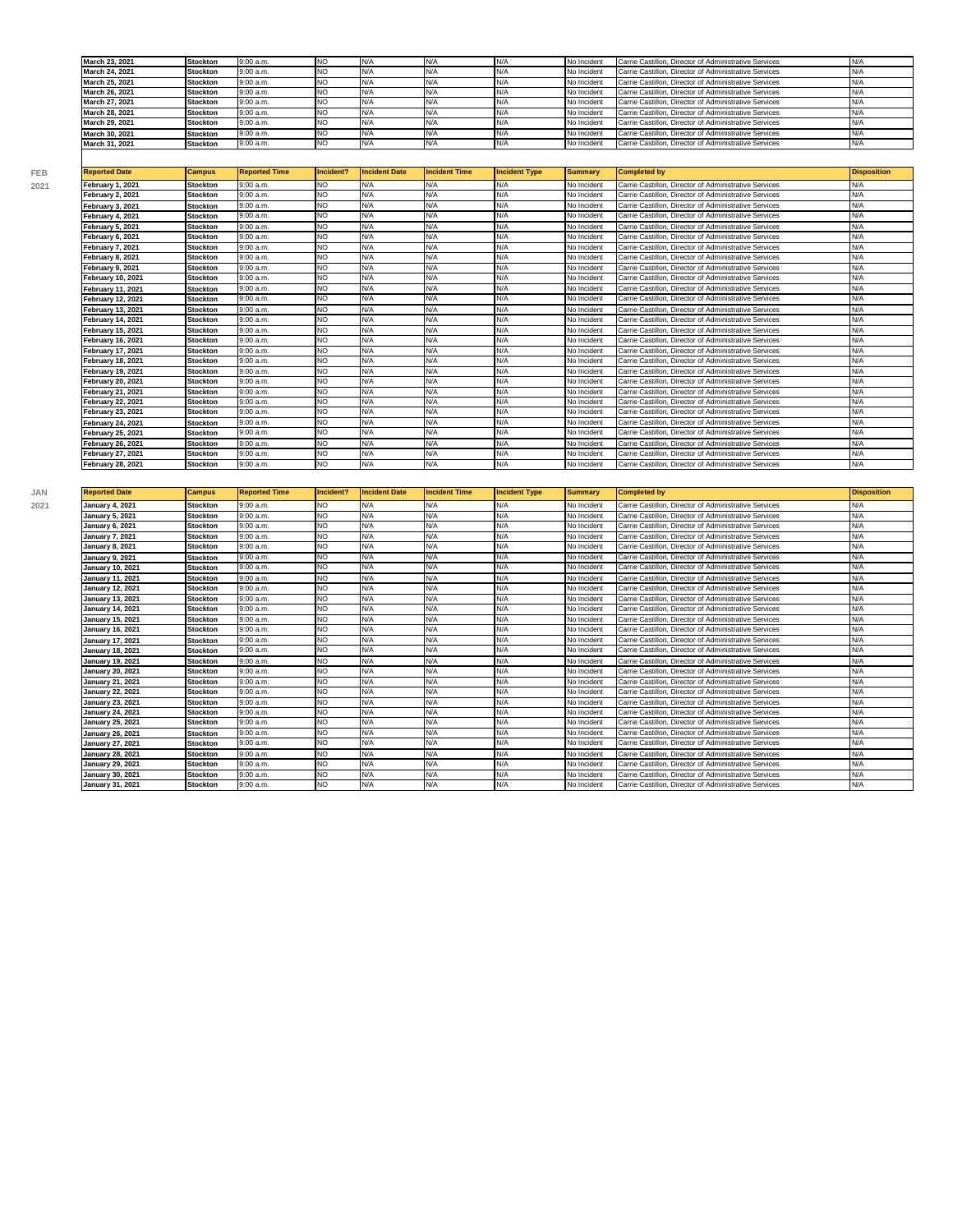| | | | | | | | | | |
|---|---|---|---|---|---|---|---|---|---|
| March 23, 2021 | Stockton | 9:00 a.m. | NO | N/A | N/A | N/A | No Incident | Carrie Castillon, Director of Administrative Services | N/A |
| March 24, 2021 | Stockton | 9:00 a.m. | NO | N/A | N/A | N/A | No Incident | Carrie Castillon, Director of Administrative Services | N/A |
| March 25, 2021 | Stockton | 9:00 a.m. | NO | N/A | N/A | N/A | No Incident | Carrie Castillon, Director of Administrative Services | N/A |
| March 26, 2021 | Stockton | 9:00 a.m. | NO | N/A | N/A | N/A | No Incident | Carrie Castillon, Director of Administrative Services | N/A |
| March 27, 2021 | Stockton | 9:00 a.m. | NO | N/A | N/A | N/A | No Incident | Carrie Castillon, Director of Administrative Services | N/A |
| March 28, 2021 | Stockton | 9:00 a.m. | NO | N/A | N/A | N/A | No Incident | Carrie Castillon, Director of Administrative Services | N/A |
| March 29, 2021 | Stockton | 9:00 a.m. | NO | N/A | N/A | N/A | No Incident | Carrie Castillon, Director of Administrative Services | N/A |
| March 30, 2021 | Stockton | 9:00 a.m. | NO | N/A | N/A | N/A | No Incident | Carrie Castillon, Director of Administrative Services | N/A |
| March 31, 2021 | Stockton | 9:00 a.m. | NO | N/A | N/A | N/A | No Incident | Carrie Castillon, Director of Administrative Services | N/A |

FEB 2021

| Reported Date | Campus | Reported Time | Incident? | Incident Date | Incident Time | Incident Type | Summary | Completed by | Disposition |
|---|---|---|---|---|---|---|---|---|---|
| February 1, 2021 | Stockton | 9:00 a.m. | NO | N/A | N/A | N/A | No Incident | Carrie Castillon, Director of Administrative Services | N/A |
| February 2, 2021 | Stockton | 9:00 a.m. | NO | N/A | N/A | N/A | No Incident | Carrie Castillon, Director of Administrative Services | N/A |
| February 3, 2021 | Stockton | 9:00 a.m. | NO | N/A | N/A | N/A | No Incident | Carrie Castillon, Director of Administrative Services | N/A |
| February 4, 2021 | Stockton | 9:00 a.m. | NO | N/A | N/A | N/A | No Incident | Carrie Castillon, Director of Administrative Services | N/A |
| February 5, 2021 | Stockton | 9:00 a.m. | NO | N/A | N/A | N/A | No Incident | Carrie Castillon, Director of Administrative Services | N/A |
| February 6, 2021 | Stockton | 9:00 a.m. | NO | N/A | N/A | N/A | No Incident | Carrie Castillon, Director of Administrative Services | N/A |
| February 7, 2021 | Stockton | 9:00 a.m. | NO | N/A | N/A | N/A | No Incident | Carrie Castillon, Director of Administrative Services | N/A |
| February 8, 2021 | Stockton | 9:00 a.m. | NO | N/A | N/A | N/A | No Incident | Carrie Castillon, Director of Administrative Services | N/A |
| February 9, 2021 | Stockton | 9:00 a.m. | NO | N/A | N/A | N/A | No Incident | Carrie Castillon, Director of Administrative Services | N/A |
| February 10, 2021 | Stockton | 9:00 a.m. | NO | N/A | N/A | N/A | No Incident | Carrie Castillon, Director of Administrative Services | N/A |
| February 11, 2021 | Stockton | 9:00 a.m. | NO | N/A | N/A | N/A | No Incident | Carrie Castillon, Director of Administrative Services | N/A |
| February 12, 2021 | Stockton | 9:00 a.m. | NO | N/A | N/A | N/A | No Incident | Carrie Castillon, Director of Administrative Services | N/A |
| February 13, 2021 | Stockton | 9:00 a.m. | NO | N/A | N/A | N/A | No Incident | Carrie Castillon, Director of Administrative Services | N/A |
| February 14, 2021 | Stockton | 9:00 a.m. | NO | N/A | N/A | N/A | No Incident | Carrie Castillon, Director of Administrative Services | N/A |
| February 15, 2021 | Stockton | 9:00 a.m. | NO | N/A | N/A | N/A | No Incident | Carrie Castillon, Director of Administrative Services | N/A |
| February 16, 2021 | Stockton | 9:00 a.m. | NO | N/A | N/A | N/A | No Incident | Carrie Castillon, Director of Administrative Services | N/A |
| February 17, 2021 | Stockton | 9:00 a.m. | NO | N/A | N/A | N/A | No Incident | Carrie Castillon, Director of Administrative Services | N/A |
| February 18, 2021 | Stockton | 9:00 a.m. | NO | N/A | N/A | N/A | No Incident | Carrie Castillon, Director of Administrative Services | N/A |
| February 19, 2021 | Stockton | 9:00 a.m. | NO | N/A | N/A | N/A | No Incident | Carrie Castillon, Director of Administrative Services | N/A |
| February 20, 2021 | Stockton | 9:00 a.m. | NO | N/A | N/A | N/A | No Incident | Carrie Castillon, Director of Administrative Services | N/A |
| February 21, 2021 | Stockton | 9:00 a.m. | NO | N/A | N/A | N/A | No Incident | Carrie Castillon, Director of Administrative Services | N/A |
| February 22, 2021 | Stockton | 9:00 a.m. | NO | N/A | N/A | N/A | No Incident | Carrie Castillon, Director of Administrative Services | N/A |
| February 23, 2021 | Stockton | 9:00 a.m. | NO | N/A | N/A | N/A | No Incident | Carrie Castillon, Director of Administrative Services | N/A |
| February 24, 2021 | Stockton | 9:00 a.m. | NO | N/A | N/A | N/A | No Incident | Carrie Castillon, Director of Administrative Services | N/A |
| February 25, 2021 | Stockton | 9:00 a.m. | NO | N/A | N/A | N/A | No Incident | Carrie Castillon, Director of Administrative Services | N/A |
| February 26, 2021 | Stockton | 9:00 a.m. | NO | N/A | N/A | N/A | No Incident | Carrie Castillon, Director of Administrative Services | N/A |
| February 27, 2021 | Stockton | 9:00 a.m. | NO | N/A | N/A | N/A | No Incident | Carrie Castillon, Director of Administrative Services | N/A |
| February 28, 2021 | Stockton | 9:00 a.m. | NO | N/A | N/A | N/A | No Incident | Carrie Castillon, Director of Administrative Services | N/A |

JAN 2021

| Reported Date | Campus | Reported Time | Incident? | Incident Date | Incident Time | Incident Type | Summary | Completed by | Disposition |
|---|---|---|---|---|---|---|---|---|---|
| January 4, 2021 | Stockton | 9:00 a.m. | NO | N/A | N/A | N/A | No Incident | Carrie Castillon, Director of Administrative Services | N/A |
| January 5, 2021 | Stockton | 9:00 a.m. | NO | N/A | N/A | N/A | No Incident | Carrie Castillon, Director of Administrative Services | N/A |
| January 6, 2021 | Stockton | 9:00 a.m. | NO | N/A | N/A | N/A | No Incident | Carrie Castillon, Director of Administrative Services | N/A |
| January 7, 2021 | Stockton | 9:00 a.m. | NO | N/A | N/A | N/A | No Incident | Carrie Castillon, Director of Administrative Services | N/A |
| January 8, 2021 | Stockton | 9:00 a.m. | NO | N/A | N/A | N/A | No Incident | Carrie Castillon, Director of Administrative Services | N/A |
| January 9, 2021 | Stockton | 9:00 a.m. | NO | N/A | N/A | N/A | No Incident | Carrie Castillon, Director of Administrative Services | N/A |
| January 10, 2021 | Stockton | 9:00 a.m. | NO | N/A | N/A | N/A | No Incident | Carrie Castillon, Director of Administrative Services | N/A |
| January 11, 2021 | Stockton | 9:00 a.m. | NO | N/A | N/A | N/A | No Incident | Carrie Castillon, Director of Administrative Services | N/A |
| January 12, 2021 | Stockton | 9:00 a.m. | NO | N/A | N/A | N/A | No Incident | Carrie Castillon, Director of Administrative Services | N/A |
| January 13, 2021 | Stockton | 9:00 a.m. | NO | N/A | N/A | N/A | No Incident | Carrie Castillon, Director of Administrative Services | N/A |
| January 14, 2021 | Stockton | 9:00 a.m. | NO | N/A | N/A | N/A | No Incident | Carrie Castillon, Director of Administrative Services | N/A |
| January 15, 2021 | Stockton | 9:00 a.m. | NO | N/A | N/A | N/A | No Incident | Carrie Castillon, Director of Administrative Services | N/A |
| January 16, 2021 | Stockton | 9:00 a.m. | NO | N/A | N/A | N/A | No Incident | Carrie Castillon, Director of Administrative Services | N/A |
| January 17, 2021 | Stockton | 9:00 a.m. | NO | N/A | N/A | N/A | No Incident | Carrie Castillon, Director of Administrative Services | N/A |
| January 18, 2021 | Stockton | 9:00 a.m. | NO | N/A | N/A | N/A | No Incident | Carrie Castillon, Director of Administrative Services | N/A |
| January 19, 2021 | Stockton | 9:00 a.m. | NO | N/A | N/A | N/A | No Incident | Carrie Castillon, Director of Administrative Services | N/A |
| January 20, 2021 | Stockton | 9:00 a.m. | NO | N/A | N/A | N/A | No Incident | Carrie Castillon, Director of Administrative Services | N/A |
| January 21, 2021 | Stockton | 9:00 a.m. | NO | N/A | N/A | N/A | No Incident | Carrie Castillon, Director of Administrative Services | N/A |
| January 22, 2021 | Stockton | 9:00 a.m. | NO | N/A | N/A | N/A | No Incident | Carrie Castillon, Director of Administrative Services | N/A |
| January 23, 2021 | Stockton | 9:00 a.m. | NO | N/A | N/A | N/A | No Incident | Carrie Castillon, Director of Administrative Services | N/A |
| January 24, 2021 | Stockton | 9:00 a.m. | NO | N/A | N/A | N/A | No Incident | Carrie Castillon, Director of Administrative Services | N/A |
| January 25, 2021 | Stockton | 9:00 a.m. | NO | N/A | N/A | N/A | No Incident | Carrie Castillon, Director of Administrative Services | N/A |
| January 26, 2021 | Stockton | 9:00 a.m. | NO | N/A | N/A | N/A | No Incident | Carrie Castillon, Director of Administrative Services | N/A |
| January 27, 2021 | Stockton | 9:00 a.m. | NO | N/A | N/A | N/A | No Incident | Carrie Castillon, Director of Administrative Services | N/A |
| January 28, 2021 | Stockton | 9:00 a.m. | NO | N/A | N/A | N/A | No Incident | Carrie Castillon, Director of Administrative Services | N/A |
| January 29, 2021 | Stockton | 9:00 a.m. | NO | N/A | N/A | N/A | No Incident | Carrie Castillon, Director of Administrative Services | N/A |
| January 30, 2021 | Stockton | 9:00 a.m. | NO | N/A | N/A | N/A | No Incident | Carrie Castillon, Director of Administrative Services | N/A |
| January 31, 2021 | Stockton | 9:00 a.m. | NO | N/A | N/A | N/A | No Incident | Carrie Castillon, Director of Administrative Services | N/A |